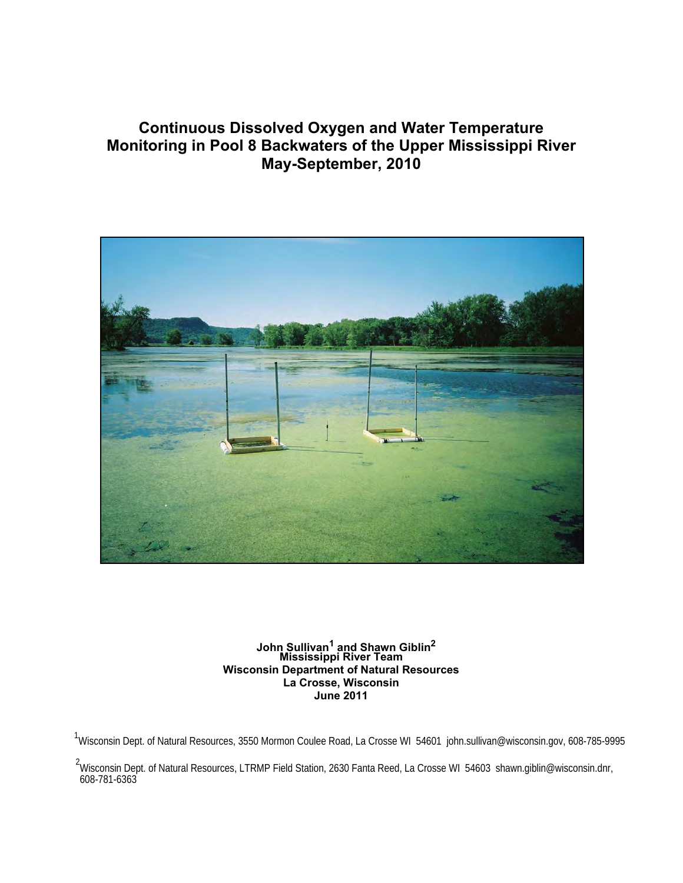# Continuous Dissolved Oxygen and Water Temperature Monitoring in Pool 8 Backwaters of the Upper Mississippi River May-September, 2010

**John Sullivan[1] and Shawn Giblin[2]**
**Mississippi River Team**
**Wisconsin Department of Natural Resources**
**La Crosse, Wisconsin**
**June 2011**

[1]Wisconsin Dept. of Natural Resources, 3550 Mormon Coulee Road, La Crosse WI 54601 john.sullivan@wisconsin.gov, 608-785-9995

[2]Wisconsin Dept. of Natural Resources, LTRMP Field Station, 2630 Fanta Reed, La Crosse WI 54603 shawn.giblin@wisconsin.dnr, 608-781-6363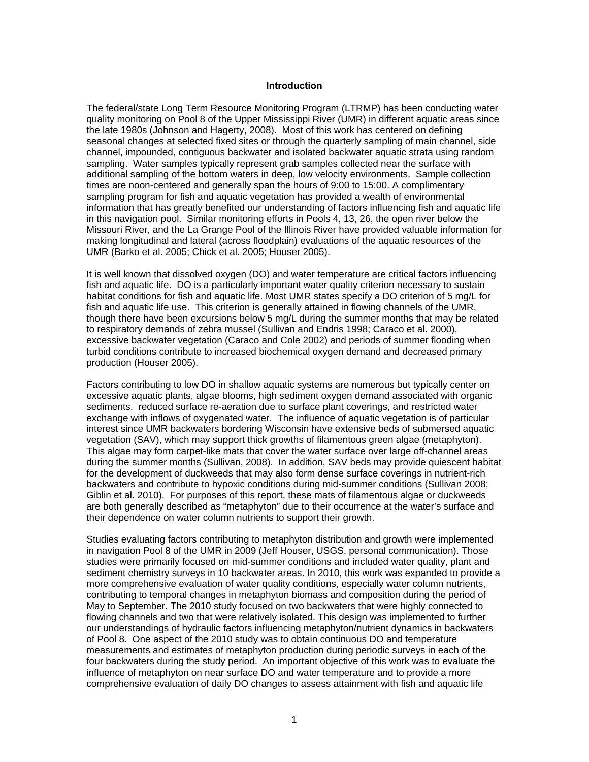## Introduction

The federal/state Long Term Resource Monitoring Program (LTRMP) has been conducting water quality monitoring on Pool 8 of the Upper Mississippi River (UMR) in different aquatic areas since the late 1980s (Johnson and Hagerty, 2008). Most of this work has centered on defining seasonal changes at selected fixed sites or through the quarterly sampling of main channel, side channel, impounded, contiguous backwater and isolated backwater aquatic strata using random sampling. Water samples typically represent grab samples collected near the surface with additional sampling of the bottom waters in deep, low velocity environments. Sample collection times are noon-centered and generally span the hours of 9:00 to 15:00. A complimentary sampling program for fish and aquatic vegetation has provided a wealth of environmental information that has greatly benefited our understanding of factors influencing fish and aquatic life in this navigation pool. Similar monitoring efforts in Pools 4, 13, 26, the open river below the Missouri River, and the La Grange Pool of the Illinois River have provided valuable information for making longitudinal and lateral (across floodplain) evaluations of the aquatic resources of the UMR (Barko et al. 2005; Chick et al. 2005; Houser 2005).

It is well known that dissolved oxygen (DO) and water temperature are critical factors influencing fish and aquatic life. DO is a particularly important water quality criterion necessary to sustain habitat conditions for fish and aquatic life. Most UMR states specify a DO criterion of 5 mg/L for fish and aquatic life use. This criterion is generally attained in flowing channels of the UMR, though there have been excursions below 5 mg/L during the summer months that may be related to respiratory demands of zebra mussel (Sullivan and Endris 1998; Caraco et al. 2000), excessive backwater vegetation (Caraco and Cole 2002) and periods of summer flooding when turbid conditions contribute to increased biochemical oxygen demand and decreased primary production (Houser 2005).

Factors contributing to low DO in shallow aquatic systems are numerous but typically center on excessive aquatic plants, algae blooms, high sediment oxygen demand associated with organic sediments, reduced surface re-aeration due to surface plant coverings, and restricted water exchange with inflows of oxygenated water. The influence of aquatic vegetation is of particular interest since UMR backwaters bordering Wisconsin have extensive beds of submersed aquatic vegetation (SAV), which may support thick growths of filamentous green algae (metaphyton). This algae may form carpet-like mats that cover the water surface over large off-channel areas during the summer months (Sullivan, 2008). In addition, SAV beds may provide quiescent habitat for the development of duckweeds that may also form dense surface coverings in nutrient-rich backwaters and contribute to hypoxic conditions during mid-summer conditions (Sullivan 2008; Giblin et al. 2010). For purposes of this report, these mats of filamentous algae or duckweeds are both generally described as "metaphyton" due to their occurrence at the water's surface and their dependence on water column nutrients to support their growth.

Studies evaluating factors contributing to metaphyton distribution and growth were implemented in navigation Pool 8 of the UMR in 2009 (Jeff Houser, USGS, personal communication). Those studies were primarily focused on mid-summer conditions and included water quality, plant and sediment chemistry surveys in 10 backwater areas. In 2010, this work was expanded to provide a more comprehensive evaluation of water quality conditions, especially water column nutrients, contributing to temporal changes in metaphyton biomass and composition during the period of May to September. The 2010 study focused on two backwaters that were highly connected to flowing channels and two that were relatively isolated. This design was implemented to further our understandings of hydraulic factors influencing metaphyton/nutrient dynamics in backwaters of Pool 8. One aspect of the 2010 study was to obtain continuous DO and temperature measurements and estimates of metaphyton production during periodic surveys in each of the four backwaters during the study period. An important objective of this work was to evaluate the influence of metaphyton on near surface DO and water temperature and to provide a more comprehensive evaluation of daily DO changes to assess attainment with fish and aquatic life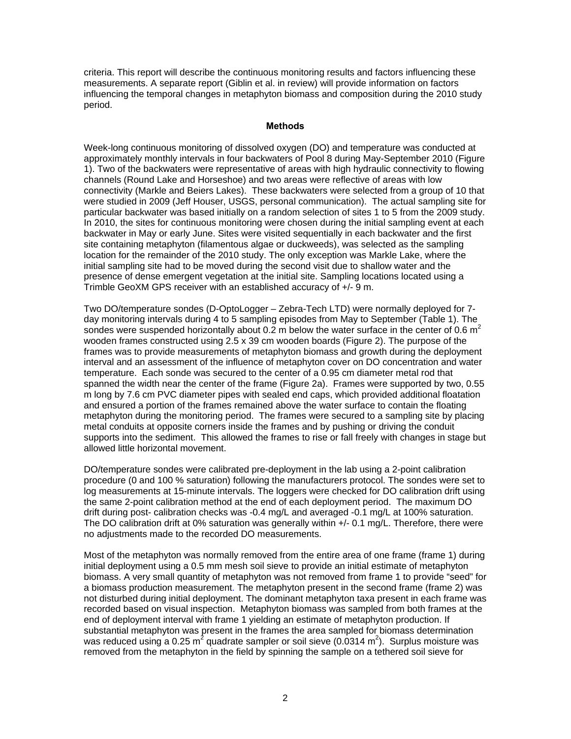criteria. This report will describe the continuous monitoring results and factors influencing these measurements. A separate report (Giblin et al. in review) will provide information on factors influencing the temporal changes in metaphyton biomass and composition during the 2010 study period.

## Methods

Week-long continuous monitoring of dissolved oxygen (DO) and temperature was conducted at approximately monthly intervals in four backwaters of Pool 8 during May-September 2010 (Figure 1). Two of the backwaters were representative of areas with high hydraulic connectivity to flowing channels (Round Lake and Horseshoe) and two areas were reflective of areas with low connectivity (Markle and Beiers Lakes). These backwaters were selected from a group of 10 that were studied in 2009 (Jeff Houser, USGS, personal communication). The actual sampling site for particular backwater was based initially on a random selection of sites 1 to 5 from the 2009 study. In 2010, the sites for continuous monitoring were chosen during the initial sampling event at each backwater in May or early June. Sites were visited sequentially in each backwater and the first site containing metaphyton (filamentous algae or duckweeds), was selected as the sampling location for the remainder of the 2010 study. The only exception was Markle Lake, where the initial sampling site had to be moved during the second visit due to shallow water and the presence of dense emergent vegetation at the initial site. Sampling locations located using a Trimble GeoXM GPS receiver with an established accuracy of +/- 9 m.

Two DO/temperature sondes (D-OptoLogger – Zebra-Tech LTD) were normally deployed for 7-day monitoring intervals during 4 to 5 sampling episodes from May to September (Table 1). The sondes were suspended horizontally about 0.2 m below the water surface in the center of 0.6 $m^2$ wooden frames constructed using 2.5 x 39 cm wooden boards (Figure 2). The purpose of the frames was to provide measurements of metaphyton biomass and growth during the deployment interval and an assessment of the influence of metaphyton cover on DO concentration and water temperature. Each sonde was secured to the center of a 0.95 cm diameter metal rod that spanned the width near the center of the frame (Figure 2a). Frames were supported by two, 0.55 m long by 7.6 cm PVC diameter pipes with sealed end caps, which provided additional floatation and ensured a portion of the frames remained above the water surface to contain the floating metaphyton during the monitoring period. The frames were secured to a sampling site by placing metal conduits at opposite corners inside the frames and by pushing or driving the conduit supports into the sediment. This allowed the frames to rise or fall freely with changes in stage but allowed little horizontal movement.

DO/temperature sondes were calibrated pre-deployment in the lab using a 2-point calibration procedure (0 and 100 % saturation) following the manufacturers protocol. The sondes were set to log measurements at 15-minute intervals. The loggers were checked for DO calibration drift using the same 2-point calibration method at the end of each deployment period. The maximum DO drift during post- calibration checks was -0.4 mg/L and averaged -0.1 mg/L at 100% saturation. The DO calibration drift at 0% saturation was generally within +/- 0.1 mg/L. Therefore, there were no adjustments made to the recorded DO measurements.

Most of the metaphyton was normally removed from the entire area of one frame (frame 1) during initial deployment using a 0.5 mm mesh soil sieve to provide an initial estimate of metaphyton biomass. A very small quantity of metaphyton was not removed from frame 1 to provide "seed" for a biomass production measurement. The metaphyton present in the second frame (frame 2) was not disturbed during initial deployment. The dominant metaphyton taxa present in each frame was recorded based on visual inspection. Metaphyton biomass was sampled from both frames at the end of deployment interval with frame 1 yielding an estimate of metaphyton production. If substantial metaphyton was present in the frames the area sampled for biomass determination was reduced using a 0.25 $m^2$ quadrate sampler or soil sieve (0.0314 $m^2$). Surplus moisture was removed from the metaphyton in the field by spinning the sample on a tethered soil sieve for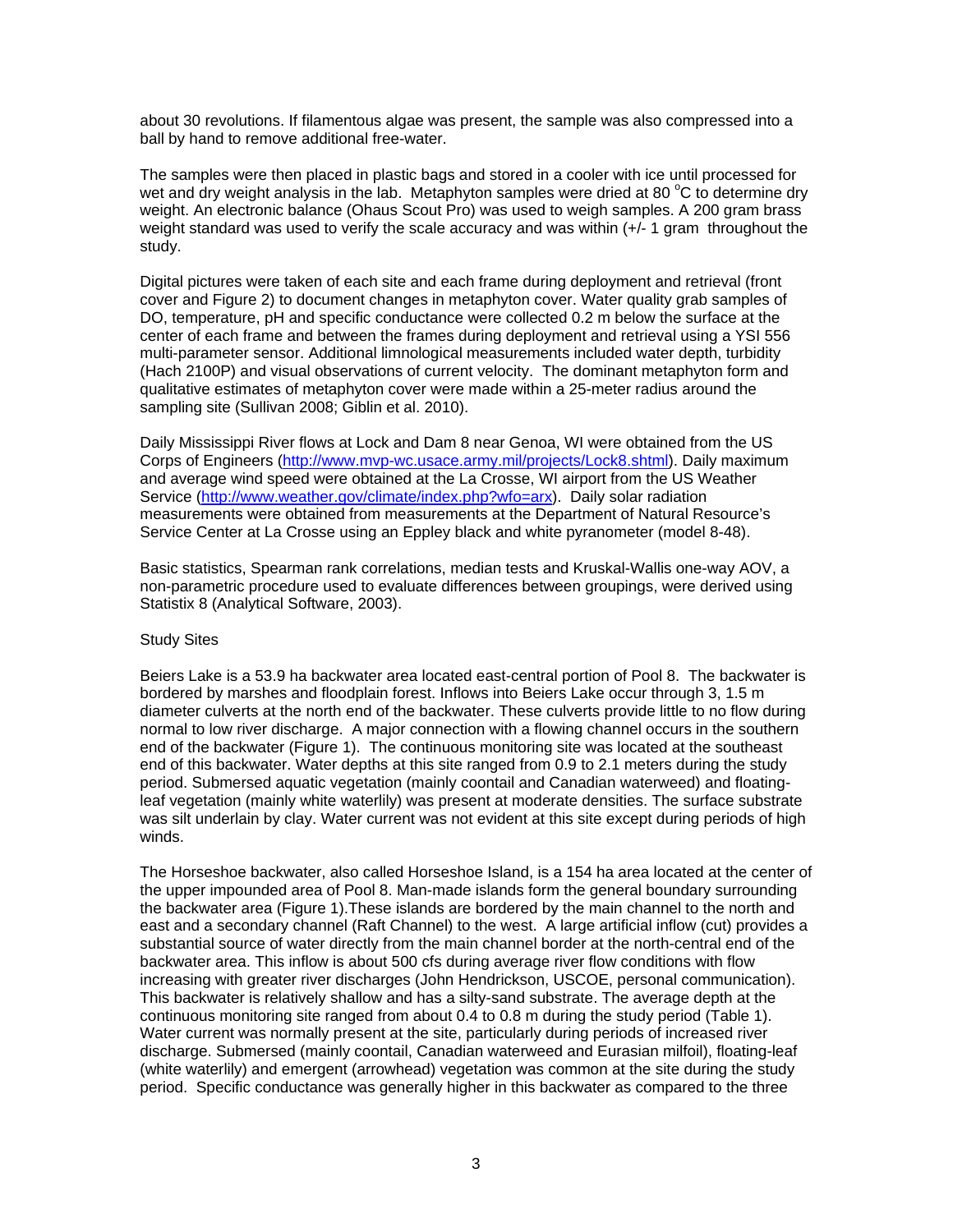about 30 revolutions. If filamentous algae was present, the sample was also compressed into a ball by hand to remove additional free-water.

The samples were then placed in plastic bags and stored in a cooler with ice until processed for wet and dry weight analysis in the lab. Metaphyton samples were dried at 80 °C to determine dry weight. An electronic balance (Ohaus Scout Pro) was used to weigh samples. A 200 gram brass weight standard was used to verify the scale accuracy and was within (+/- 1 gram throughout the study.

Digital pictures were taken of each site and each frame during deployment and retrieval (front cover and Figure 2) to document changes in metaphyton cover. Water quality grab samples of DO, temperature, pH and specific conductance were collected 0.2 m below the surface at the center of each frame and between the frames during deployment and retrieval using a YSI 556 multi-parameter sensor. Additional limnological measurements included water depth, turbidity (Hach 2100P) and visual observations of current velocity. The dominant metaphyton form and qualitative estimates of metaphyton cover were made within a 25-meter radius around the sampling site (Sullivan 2008; Giblin et al. 2010).

Daily Mississippi River flows at Lock and Dam 8 near Genoa, WI were obtained from the US Corps of Engineers (http://www.mvp-wc.usace.army.mil/projects/Lock8.shtml). Daily maximum and average wind speed were obtained at the La Crosse, WI airport from the US Weather Service (http://www.weather.gov/climate/index.php?wfo=arx). Daily solar radiation measurements were obtained from measurements at the Department of Natural Resource's Service Center at La Crosse using an Eppley black and white pyranometer (model 8-48).

Basic statistics, Spearman rank correlations, median tests and Kruskal-Wallis one-way AOV, a non-parametric procedure used to evaluate differences between groupings, were derived using Statistix 8 (Analytical Software, 2003).

Study Sites

Beiers Lake is a 53.9 ha backwater area located east-central portion of Pool 8. The backwater is bordered by marshes and floodplain forest. Inflows into Beiers Lake occur through 3, 1.5 m diameter culverts at the north end of the backwater. These culverts provide little to no flow during normal to low river discharge. A major connection with a flowing channel occurs in the southern end of the backwater (Figure 1). The continuous monitoring site was located at the southeast end of this backwater. Water depths at this site ranged from 0.9 to 2.1 meters during the study period. Submersed aquatic vegetation (mainly coontail and Canadian waterweed) and floating-leaf vegetation (mainly white waterlily) was present at moderate densities. The surface substrate was silt underlain by clay. Water current was not evident at this site except during periods of high winds.

The Horseshoe backwater, also called Horseshoe Island, is a 154 ha area located at the center of the upper impounded area of Pool 8. Man-made islands form the general boundary surrounding the backwater area (Figure 1).These islands are bordered by the main channel to the north and east and a secondary channel (Raft Channel) to the west. A large artificial inflow (cut) provides a substantial source of water directly from the main channel border at the north-central end of the backwater area. This inflow is about 500 cfs during average river flow conditions with flow increasing with greater river discharges (John Hendrickson, USCOE, personal communication). This backwater is relatively shallow and has a silty-sand substrate. The average depth at the continuous monitoring site ranged from about 0.4 to 0.8 m during the study period (Table 1). Water current was normally present at the site, particularly during periods of increased river discharge. Submersed (mainly coontail, Canadian waterweed and Eurasian milfoil), floating-leaf (white waterlily) and emergent (arrowhead) vegetation was common at the site during the study period. Specific conductance was generally higher in this backwater as compared to the three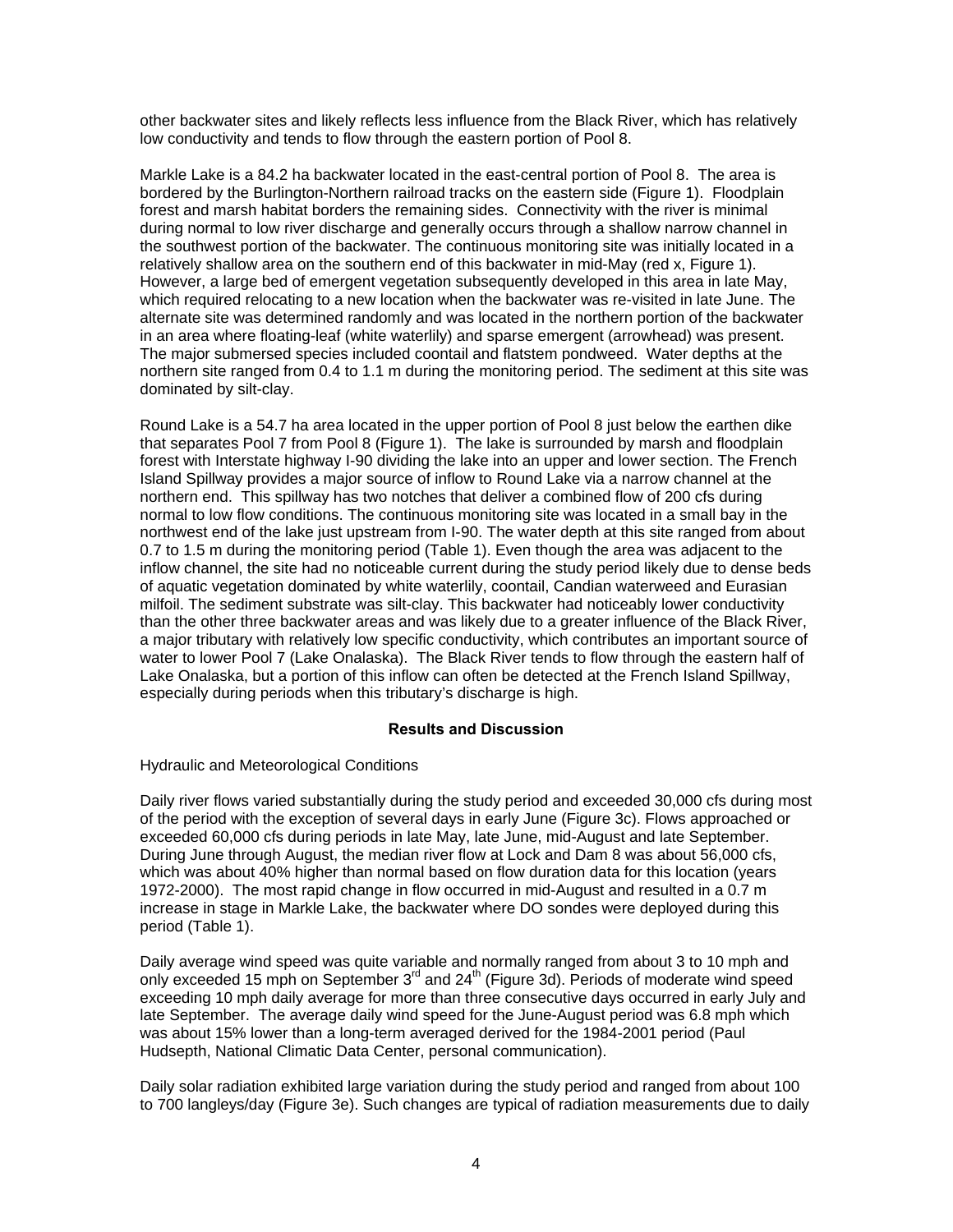other backwater sites and likely reflects less influence from the Black River, which has relatively low conductivity and tends to flow through the eastern portion of Pool 8.

Markle Lake is a 84.2 ha backwater located in the east-central portion of Pool 8. The area is bordered by the Burlington-Northern railroad tracks on the eastern side (Figure 1). Floodplain forest and marsh habitat borders the remaining sides. Connectivity with the river is minimal during normal to low river discharge and generally occurs through a shallow narrow channel in the southwest portion of the backwater. The continuous monitoring site was initially located in a relatively shallow area on the southern end of this backwater in mid-May (red x, Figure 1). However, a large bed of emergent vegetation subsequently developed in this area in late May, which required relocating to a new location when the backwater was re-visited in late June. The alternate site was determined randomly and was located in the northern portion of the backwater in an area where floating-leaf (white waterlily) and sparse emergent (arrowhead) was present. The major submersed species included coontail and flatstem pondweed. Water depths at the northern site ranged from 0.4 to 1.1 m during the monitoring period. The sediment at this site was dominated by silt-clay.

Round Lake is a 54.7 ha area located in the upper portion of Pool 8 just below the earthen dike that separates Pool 7 from Pool 8 (Figure 1). The lake is surrounded by marsh and floodplain forest with Interstate highway I-90 dividing the lake into an upper and lower section. The French Island Spillway provides a major source of inflow to Round Lake via a narrow channel at the northern end. This spillway has two notches that deliver a combined flow of 200 cfs during normal to low flow conditions. The continuous monitoring site was located in a small bay in the northwest end of the lake just upstream from I-90. The water depth at this site ranged from about 0.7 to 1.5 m during the monitoring period (Table 1). Even though the area was adjacent to the inflow channel, the site had no noticeable current during the study period likely due to dense beds of aquatic vegetation dominated by white waterlily, coontail, Candian waterweed and Eurasian milfoil. The sediment substrate was silt-clay. This backwater had noticeably lower conductivity than the other three backwater areas and was likely due to a greater influence of the Black River, a major tributary with relatively low specific conductivity, which contributes an important source of water to lower Pool 7 (Lake Onalaska). The Black River tends to flow through the eastern half of Lake Onalaska, but a portion of this inflow can often be detected at the French Island Spillway, especially during periods when this tributary's discharge is high.

## Results and Discussion

### Hydraulic and Meteorological Conditions

Daily river flows varied substantially during the study period and exceeded 30,000 cfs during most of the period with the exception of several days in early June (Figure 3c). Flows approached or exceeded 60,000 cfs during periods in late May, late June, mid-August and late September. During June through August, the median river flow at Lock and Dam 8 was about 56,000 cfs, which was about 40% higher than normal based on flow duration data for this location (years 1972-2000). The most rapid change in flow occurred in mid-August and resulted in a 0.7 m increase in stage in Markle Lake, the backwater where DO sondes were deployed during this period (Table 1).

Daily average wind speed was quite variable and normally ranged from about 3 to 10 mph and only exceeded 15 mph on September 3rd and 24th (Figure 3d). Periods of moderate wind speed exceeding 10 mph daily average for more than three consecutive days occurred in early July and late September. The average daily wind speed for the June-August period was 6.8 mph which was about 15% lower than a long-term averaged derived for the 1984-2001 period (Paul Hudsepth, National Climatic Data Center, personal communication).

Daily solar radiation exhibited large variation during the study period and ranged from about 100 to 700 langleys/day (Figure 3e). Such changes are typical of radiation measurements due to daily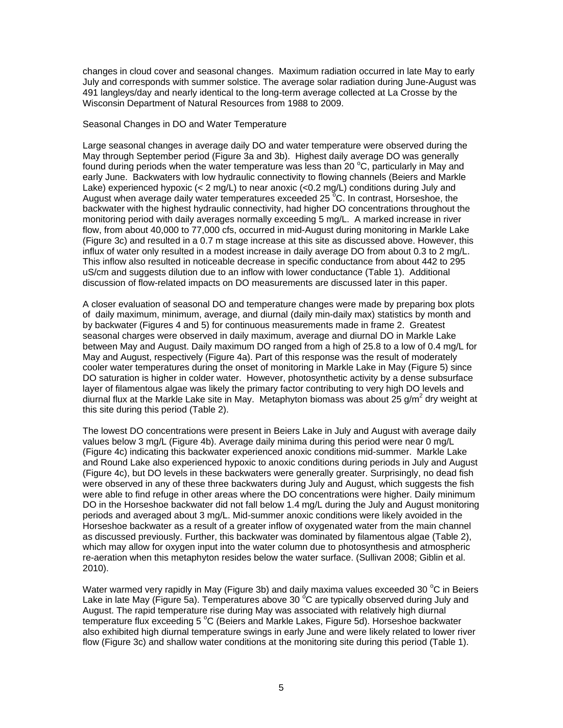changes in cloud cover and seasonal changes. Maximum radiation occurred in late May to early July and corresponds with summer solstice. The average solar radiation during June-August was 491 langleys/day and nearly identical to the long-term average collected at La Crosse by the Wisconsin Department of Natural Resources from 1988 to 2009.

## Seasonal Changes in DO and Water Temperature

Large seasonal changes in average daily DO and water temperature were observed during the May through September period (Figure 3a and 3b). Highest daily average DO was generally found during periods when the water temperature was less than 20 $^{o}$C, particularly in May and early June. Backwaters with low hydraulic connectivity to flowing channels (Beiers and Markle Lake) experienced hypoxic (< 2 mg/L) to near anoxic (<0.2 mg/L) conditions during July and August when average daily water temperatures exceeded 25 $^{o}$C. In contrast, Horseshoe, the backwater with the highest hydraulic connectivity, had higher DO concentrations throughout the monitoring period with daily averages normally exceeding 5 mg/L. A marked increase in river flow, from about 40,000 to 77,000 cfs, occurred in mid-August during monitoring in Markle Lake (Figure 3c) and resulted in a 0.7 m stage increase at this site as discussed above. However, this influx of water only resulted in a modest increase in daily average DO from about 0.3 to 2 mg/L. This inflow also resulted in noticeable decrease in specific conductance from about 442 to 295 uS/cm and suggests dilution due to an inflow with lower conductance (Table 1). Additional discussion of flow-related impacts on DO measurements are discussed later in this paper.

A closer evaluation of seasonal DO and temperature changes were made by preparing box plots of daily maximum, minimum, average, and diurnal (daily min-daily max) statistics by month and by backwater (Figures 4 and 5) for continuous measurements made in frame 2. Greatest seasonal charges were observed in daily maximum, average and diurnal DO in Markle Lake between May and August. Daily maximum DO ranged from a high of 25.8 to a low of 0.4 mg/L for May and August, respectively (Figure 4a). Part of this response was the result of moderately cooler water temperatures during the onset of monitoring in Markle Lake in May (Figure 5) since DO saturation is higher in colder water. However, photosynthetic activity by a dense subsurface layer of filamentous algae was likely the primary factor contributing to very high DO levels and diurnal flux at the Markle Lake site in May. Metaphyton biomass was about 25 g/m$^2$ dry weight at this site during this period (Table 2).

The lowest DO concentrations were present in Beiers Lake in July and August with average daily values below 3 mg/L (Figure 4b). Average daily minima during this period were near 0 mg/L (Figure 4c) indicating this backwater experienced anoxic conditions mid-summer. Markle Lake and Round Lake also experienced hypoxic to anoxic conditions during periods in July and August (Figure 4c), but DO levels in these backwaters were generally greater. Surprisingly, no dead fish were observed in any of these three backwaters during July and August, which suggests the fish were able to find refuge in other areas where the DO concentrations were higher. Daily minimum DO in the Horseshoe backwater did not fall below 1.4 mg/L during the July and August monitoring periods and averaged about 3 mg/L. Mid-summer anoxic conditions were likely avoided in the Horseshoe backwater as a result of a greater inflow of oxygenated water from the main channel as discussed previously. Further, this backwater was dominated by filamentous algae (Table 2), which may allow for oxygen input into the water column due to photosynthesis and atmospheric re-aeration when this metaphyton resides below the water surface. (Sullivan 2008; Giblin et al. 2010).

Water warmed very rapidly in May (Figure 3b) and daily maxima values exceeded 30 $^{o}$C in Beiers Lake in late May (Figure 5a). Temperatures above 30 $^{o}$C are typically observed during July and August. The rapid temperature rise during May was associated with relatively high diurnal temperature flux exceeding 5 $^{o}$C (Beiers and Markle Lakes, Figure 5d). Horseshoe backwater also exhibited high diurnal temperature swings in early June and were likely related to lower river flow (Figure 3c) and shallow water conditions at the monitoring site during this period (Table 1).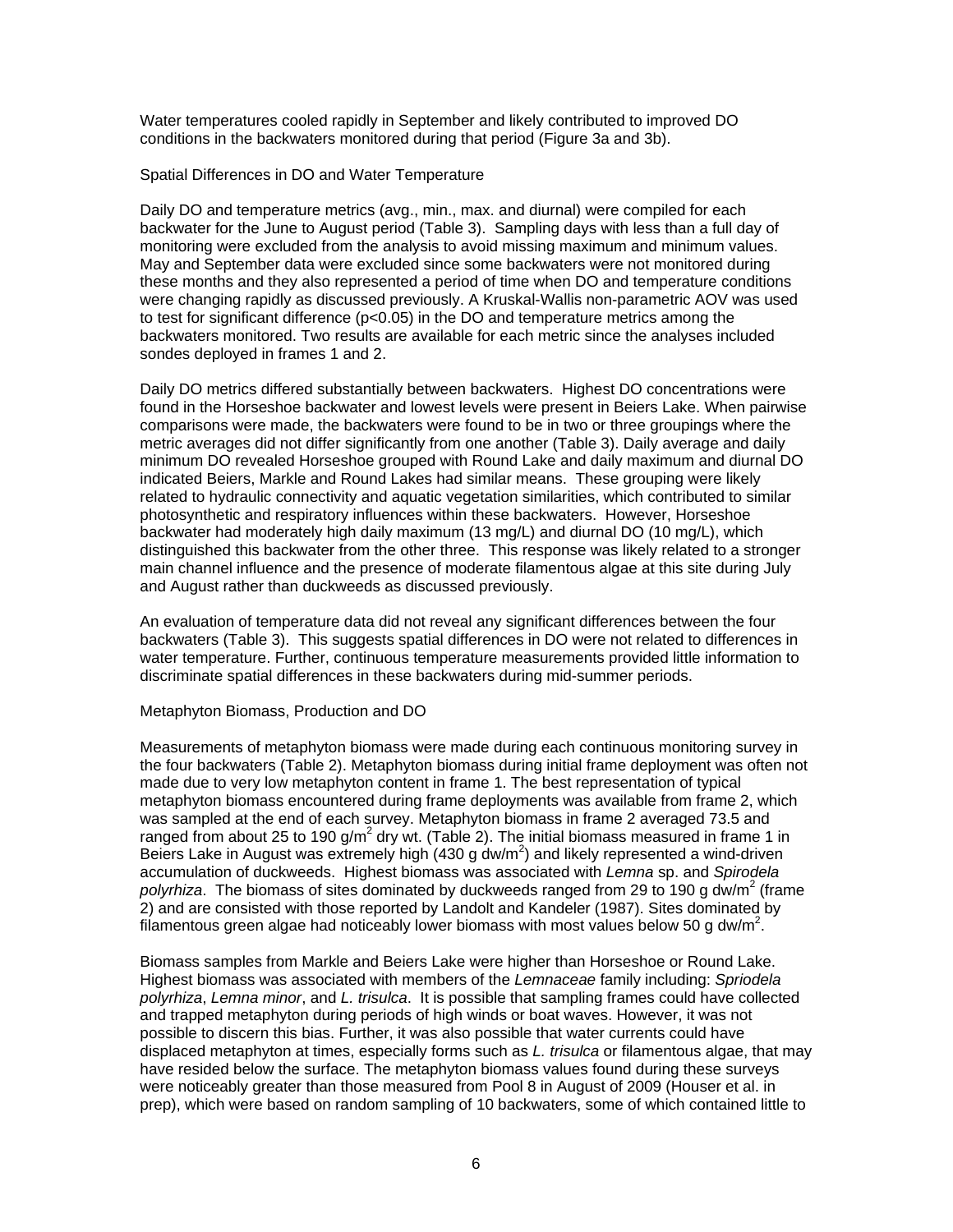Water temperatures cooled rapidly in September and likely contributed to improved DO conditions in the backwaters monitored during that period (Figure 3a and 3b).

Spatial Differences in DO and Water Temperature

Daily DO and temperature metrics (avg., min., max. and diurnal) were compiled for each backwater for the June to August period (Table 3). Sampling days with less than a full day of monitoring were excluded from the analysis to avoid missing maximum and minimum values. May and September data were excluded since some backwaters were not monitored during these months and they also represented a period of time when DO and temperature conditions were changing rapidly as discussed previously. A Kruskal-Wallis non-parametric AOV was used to test for significant difference ($p<0.05$) in the DO and temperature metrics among the backwaters monitored. Two results are available for each metric since the analyses included sondes deployed in frames 1 and 2.

Daily DO metrics differed substantially between backwaters. Highest DO concentrations were found in the Horseshoe backwater and lowest levels were present in Beiers Lake. When pairwise comparisons were made, the backwaters were found to be in two or three groupings where the metric averages did not differ significantly from one another (Table 3). Daily average and daily minimum DO revealed Horseshoe grouped with Round Lake and daily maximum and diurnal DO indicated Beiers, Markle and Round Lakes had similar means. These grouping were likely related to hydraulic connectivity and aquatic vegetation similarities, which contributed to similar photosynthetic and respiratory influences within these backwaters. However, Horseshoe backwater had moderately high daily maximum (13 mg/L) and diurnal DO (10 mg/L), which distinguished this backwater from the other three. This response was likely related to a stronger main channel influence and the presence of moderate filamentous algae at this site during July and August rather than duckweeds as discussed previously.

An evaluation of temperature data did not reveal any significant differences between the four backwaters (Table 3). This suggests spatial differences in DO were not related to differences in water temperature. Further, continuous temperature measurements provided little information to discriminate spatial differences in these backwaters during mid-summer periods.

Metaphyton Biomass, Production and DO

Measurements of metaphyton biomass were made during each continuous monitoring survey in the four backwaters (Table 2). Metaphyton biomass during initial frame deployment was often not made due to very low metaphyton content in frame 1. The best representation of typical metaphyton biomass encountered during frame deployments was available from frame 2, which was sampled at the end of each survey. Metaphyton biomass in frame 2 averaged 73.5 and ranged from about 25 to 190 g/m$^2$ dry wt. (Table 2). The initial biomass measured in frame 1 in Beiers Lake in August was extremely high (430 g dw/m$^2$) and likely represented a wind-driven accumulation of duckweeds. Highest biomass was associated with *Lemna* sp. and *Spirodela polyrhiza*. The biomass of sites dominated by duckweeds ranged from 29 to 190 g dw/m$^2$ (frame 2) and are consisted with those reported by Landolt and Kandeler (1987). Sites dominated by filamentous green algae had noticeably lower biomass with most values below 50 g dw/m$^2$.

Biomass samples from Markle and Beiers Lake were higher than Horseshoe or Round Lake. Highest biomass was associated with members of the *Lemnaceae* family including: *Spriodela polyrhiza*, *Lemna minor*, and *L. trisulca*. It is possible that sampling frames could have collected and trapped metaphyton during periods of high winds or boat waves. However, it was not possible to discern this bias. Further, it was also possible that water currents could have displaced metaphyton at times, especially forms such as *L. trisulca* or filamentous algae, that may have resided below the surface. The metaphyton biomass values found during these surveys were noticeably greater than those measured from Pool 8 in August of 2009 (Houser et al. in prep), which were based on random sampling of 10 backwaters, some of which contained little to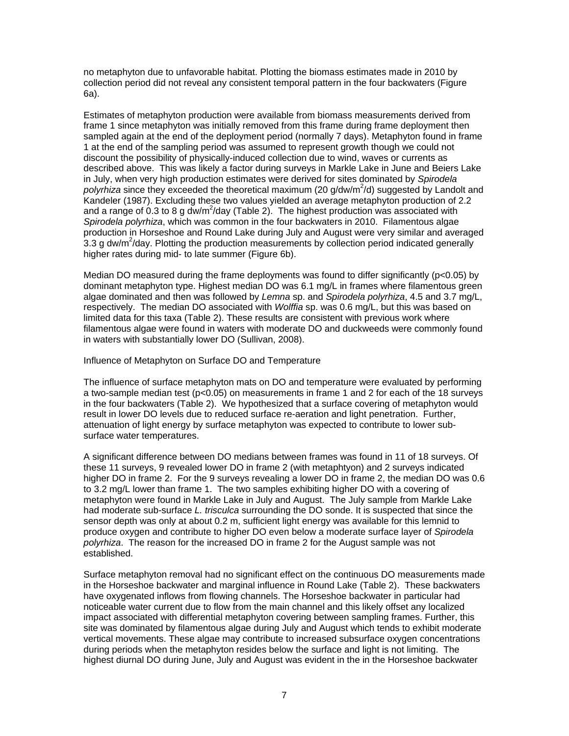no metaphyton due to unfavorable habitat. Plotting the biomass estimates made in 2010 by collection period did not reveal any consistent temporal pattern in the four backwaters (Figure 6a).

Estimates of metaphyton production were available from biomass measurements derived from frame 1 since metaphyton was initially removed from this frame during frame deployment then sampled again at the end of the deployment period (normally 7 days). Metaphyton found in frame 1 at the end of the sampling period was assumed to represent growth though we could not discount the possibility of physically-induced collection due to wind, waves or currents as described above. This was likely a factor during surveys in Markle Lake in June and Beiers Lake in July, when very high production estimates were derived for sites dominated by *Spirodela polyrhiza* since they exceeded the theoretical maximum (20 g/dw/m$^2$/d) suggested by Landolt and Kandeler (1987). Excluding these two values yielded an average metaphyton production of 2.2 and a range of 0.3 to 8 g dw/m$^2$/day (Table 2). The highest production was associated with *Spirodela polyrhiza*, which was common in the four backwaters in 2010. Filamentous algae production in Horseshoe and Round Lake during July and August were very similar and averaged 3.3 g dw/m$^2$/day. Plotting the production measurements by collection period indicated generally higher rates during mid- to late summer (Figure 6b).

Median DO measured during the frame deployments was found to differ significantly ($p<0.05$) by dominant metaphyton type. Highest median DO was 6.1 mg/L in frames where filamentous green algae dominated and then was followed by *Lemna* sp. and *Spirodela polyrhiza*, 4.5 and 3.7 mg/L, respectively. The median DO associated with *Wolffia* sp. was 0.6 mg/L, but this was based on limited data for this taxa (Table 2). These results are consistent with previous work where filamentous algae were found in waters with moderate DO and duckweeds were commonly found in waters with substantially lower DO (Sullivan, 2008).

Influence of Metaphyton on Surface DO and Temperature

The influence of surface metaphyton mats on DO and temperature were evaluated by performing a two-sample median test ($p<0.05$) on measurements in frame 1 and 2 for each of the 18 surveys in the four backwaters (Table 2). We hypothesized that a surface covering of metaphyton would result in lower DO levels due to reduced surface re-aeration and light penetration. Further, attenuation of light energy by surface metaphyton was expected to contribute to lower sub-surface water temperatures.

A significant difference between DO medians between frames was found in 11 of 18 surveys. Of these 11 surveys, 9 revealed lower DO in frame 2 (with metaphtyon) and 2 surveys indicated higher DO in frame 2. For the 9 surveys revealing a lower DO in frame 2, the median DO was 0.6 to 3.2 mg/L lower than frame 1. The two samples exhibiting higher DO with a covering of metaphyton were found in Markle Lake in July and August. The July sample from Markle Lake had moderate sub-surface *L. trisculca* surrounding the DO sonde. It is suspected that since the sensor depth was only at about 0.2 m, sufficient light energy was available for this lemnid to produce oxygen and contribute to higher DO even below a moderate surface layer of *Spirodela polyrhiza*. The reason for the increased DO in frame 2 for the August sample was not established.

Surface metaphyton removal had no significant effect on the continuous DO measurements made in the Horseshoe backwater and marginal influence in Round Lake (Table 2). These backwaters have oxygenated inflows from flowing channels. The Horseshoe backwater in particular had noticeable water current due to flow from the main channel and this likely offset any localized impact associated with differential metaphyton covering between sampling frames. Further, this site was dominated by filamentous algae during July and August which tends to exhibit moderate vertical movements. These algae may contribute to increased subsurface oxygen concentrations during periods when the metaphyton resides below the surface and light is not limiting. The highest diurnal DO during June, July and August was evident in the in the Horseshoe backwater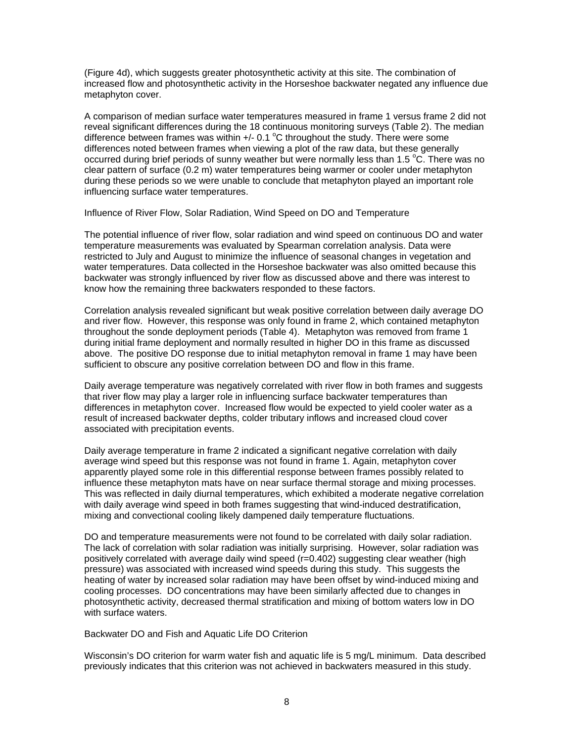(Figure 4d), which suggests greater photosynthetic activity at this site. The combination of increased flow and photosynthetic activity in the Horseshoe backwater negated any influence due metaphyton cover.

A comparison of median surface water temperatures measured in frame 1 versus frame 2 did not reveal significant differences during the 18 continuous monitoring surveys (Table 2). The median difference between frames was within +/- 0.1 °C throughout the study. There were some differences noted between frames when viewing a plot of the raw data, but these generally occurred during brief periods of sunny weather but were normally less than 1.5 °C. There was no clear pattern of surface (0.2 m) water temperatures being warmer or cooler under metaphyton during these periods so we were unable to conclude that metaphyton played an important role influencing surface water temperatures.

## Influence of River Flow, Solar Radiation, Wind Speed on DO and Temperature

The potential influence of river flow, solar radiation and wind speed on continuous DO and water temperature measurements was evaluated by Spearman correlation analysis. Data were restricted to July and August to minimize the influence of seasonal changes in vegetation and water temperatures. Data collected in the Horseshoe backwater was also omitted because this backwater was strongly influenced by river flow as discussed above and there was interest to know how the remaining three backwaters responded to these factors.

Correlation analysis revealed significant but weak positive correlation between daily average DO and river flow. However, this response was only found in frame 2, which contained metaphyton throughout the sonde deployment periods (Table 4). Metaphyton was removed from frame 1 during initial frame deployment and normally resulted in higher DO in this frame as discussed above. The positive DO response due to initial metaphyton removal in frame 1 may have been sufficient to obscure any positive correlation between DO and flow in this frame.

Daily average temperature was negatively correlated with river flow in both frames and suggests that river flow may play a larger role in influencing surface backwater temperatures than differences in metaphyton cover. Increased flow would be expected to yield cooler water as a result of increased backwater depths, colder tributary inflows and increased cloud cover associated with precipitation events.

Daily average temperature in frame 2 indicated a significant negative correlation with daily average wind speed but this response was not found in frame 1. Again, metaphyton cover apparently played some role in this differential response between frames possibly related to influence these metaphyton mats have on near surface thermal storage and mixing processes. This was reflected in daily diurnal temperatures, which exhibited a moderate negative correlation with daily average wind speed in both frames suggesting that wind-induced destratification, mixing and convectional cooling likely dampened daily temperature fluctuations.

DO and temperature measurements were not found to be correlated with daily solar radiation. The lack of correlation with solar radiation was initially surprising. However, solar radiation was positively correlated with average daily wind speed ($r=0.402$) suggesting clear weather (high pressure) was associated with increased wind speeds during this study. This suggests the heating of water by increased solar radiation may have been offset by wind-induced mixing and cooling processes. DO concentrations may have been similarly affected due to changes in photosynthetic activity, decreased thermal stratification and mixing of bottom waters low in DO with surface waters.

## Backwater DO and Fish and Aquatic Life DO Criterion

Wisconsin's DO criterion for warm water fish and aquatic life is 5 mg/L minimum. Data described previously indicates that this criterion was not achieved in backwaters measured in this study.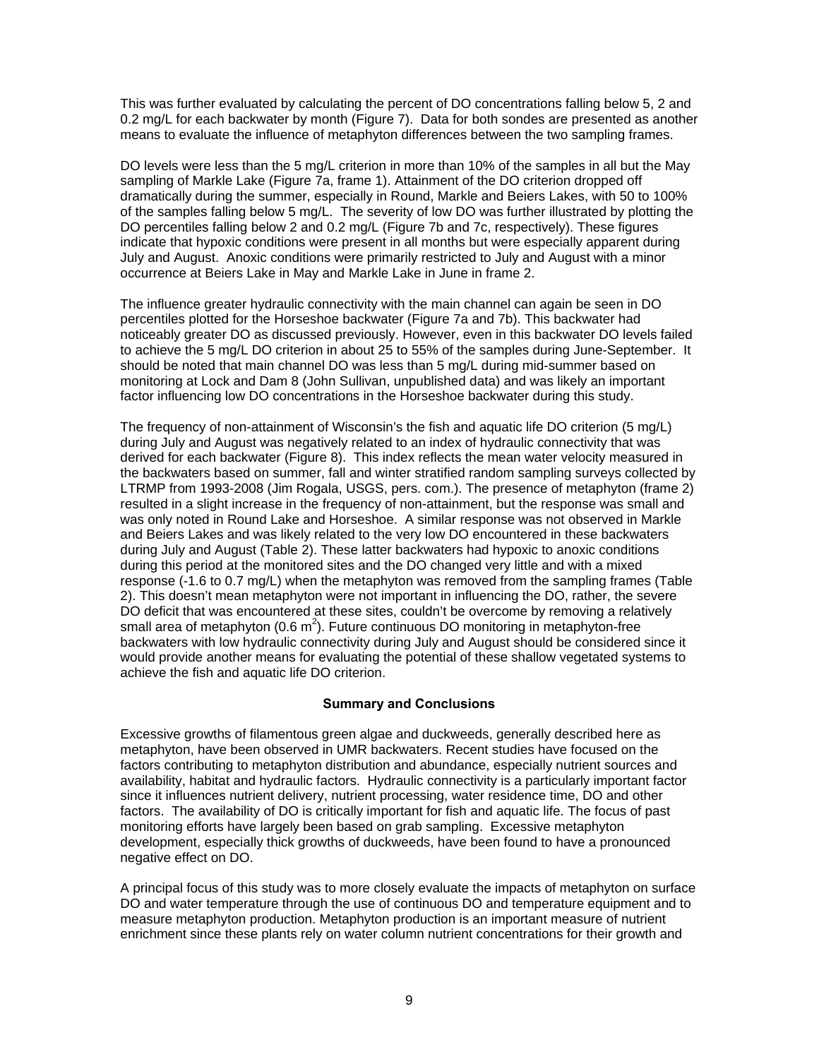This was further evaluated by calculating the percent of DO concentrations falling below 5, 2 and 0.2 mg/L for each backwater by month (Figure 7). Data for both sondes are presented as another means to evaluate the influence of metaphyton differences between the two sampling frames.

DO levels were less than the 5 mg/L criterion in more than 10% of the samples in all but the May sampling of Markle Lake (Figure 7a, frame 1). Attainment of the DO criterion dropped off dramatically during the summer, especially in Round, Markle and Beiers Lakes, with 50 to 100% of the samples falling below 5 mg/L. The severity of low DO was further illustrated by plotting the DO percentiles falling below 2 and 0.2 mg/L (Figure 7b and 7c, respectively). These figures indicate that hypoxic conditions were present in all months but were especially apparent during July and August. Anoxic conditions were primarily restricted to July and August with a minor occurrence at Beiers Lake in May and Markle Lake in June in frame 2.

The influence greater hydraulic connectivity with the main channel can again be seen in DO percentiles plotted for the Horseshoe backwater (Figure 7a and 7b). This backwater had noticeably greater DO as discussed previously. However, even in this backwater DO levels failed to achieve the 5 mg/L DO criterion in about 25 to 55% of the samples during June-September. It should be noted that main channel DO was less than 5 mg/L during mid-summer based on monitoring at Lock and Dam 8 (John Sullivan, unpublished data) and was likely an important factor influencing low DO concentrations in the Horseshoe backwater during this study.

The frequency of non-attainment of Wisconsin's the fish and aquatic life DO criterion (5 mg/L) during July and August was negatively related to an index of hydraulic connectivity that was derived for each backwater (Figure 8). This index reflects the mean water velocity measured in the backwaters based on summer, fall and winter stratified random sampling surveys collected by LTRMP from 1993-2008 (Jim Rogala, USGS, pers. com.). The presence of metaphyton (frame 2) resulted in a slight increase in the frequency of non-attainment, but the response was small and was only noted in Round Lake and Horseshoe. A similar response was not observed in Markle and Beiers Lakes and was likely related to the very low DO encountered in these backwaters during July and August (Table 2). These latter backwaters had hypoxic to anoxic conditions during this period at the monitored sites and the DO changed very little and with a mixed response (-1.6 to 0.7 mg/L) when the metaphyton was removed from the sampling frames (Table 2). This doesn't mean metaphyton were not important in influencing the DO, rather, the severe DO deficit that was encountered at these sites, couldn't be overcome by removing a relatively small area of metaphyton (0.6 $m^2$). Future continuous DO monitoring in metaphyton-free backwaters with low hydraulic connectivity during July and August should be considered since it would provide another means for evaluating the potential of these shallow vegetated systems to achieve the fish and aquatic life DO criterion.

## Summary and Conclusions

Excessive growths of filamentous green algae and duckweeds, generally described here as metaphyton, have been observed in UMR backwaters. Recent studies have focused on the factors contributing to metaphyton distribution and abundance, especially nutrient sources and availability, habitat and hydraulic factors. Hydraulic connectivity is a particularly important factor since it influences nutrient delivery, nutrient processing, water residence time, DO and other factors. The availability of DO is critically important for fish and aquatic life. The focus of past monitoring efforts have largely been based on grab sampling. Excessive metaphyton development, especially thick growths of duckweeds, have been found to have a pronounced negative effect on DO.

A principal focus of this study was to more closely evaluate the impacts of metaphyton on surface DO and water temperature through the use of continuous DO and temperature equipment and to measure metaphyton production. Metaphyton production is an important measure of nutrient enrichment since these plants rely on water column nutrient concentrations for their growth and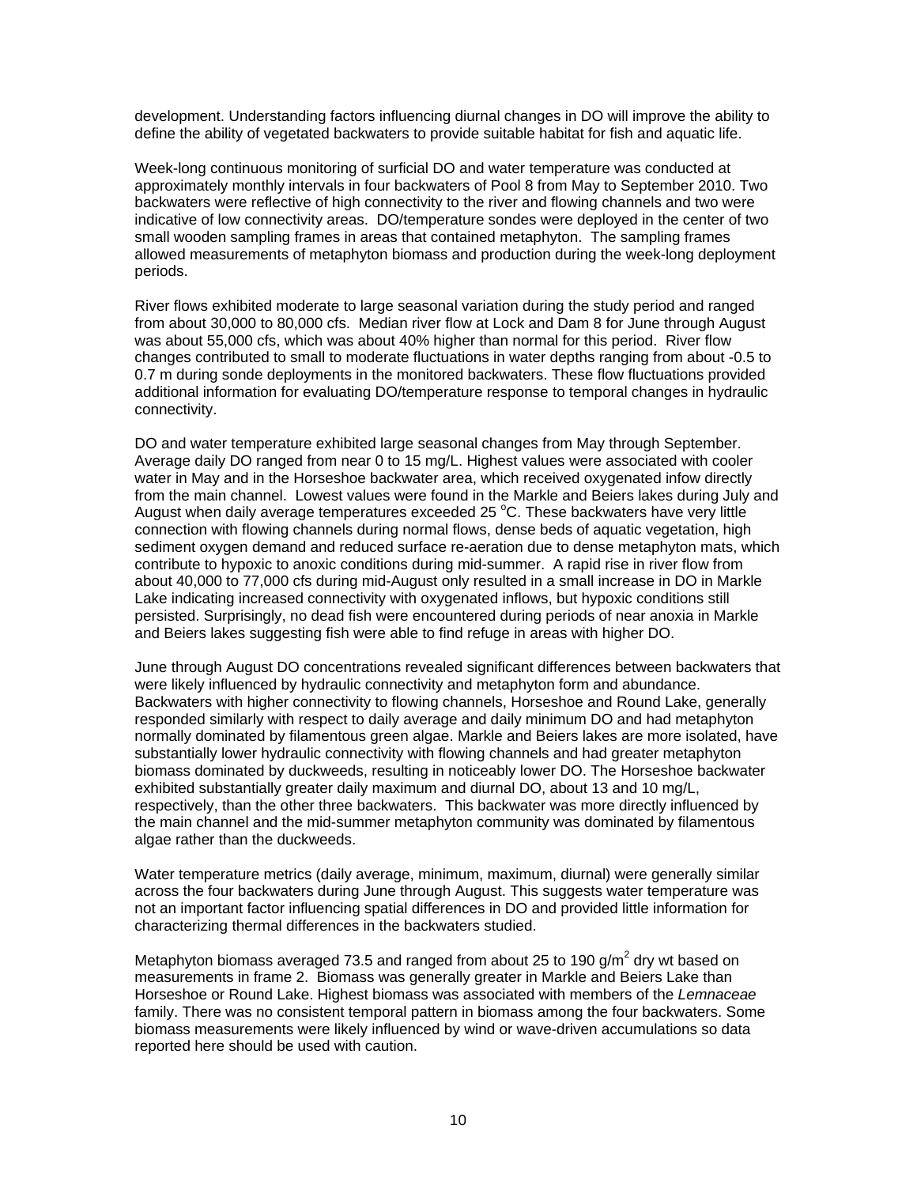development. Understanding factors influencing diurnal changes in DO will improve the ability to define the ability of vegetated backwaters to provide suitable habitat for fish and aquatic life.

Week-long continuous monitoring of surficial DO and water temperature was conducted at approximately monthly intervals in four backwaters of Pool 8 from May to September 2010. Two backwaters were reflective of high connectivity to the river and flowing channels and two were indicative of low connectivity areas. DO/temperature sondes were deployed in the center of two small wooden sampling frames in areas that contained metaphyton. The sampling frames allowed measurements of metaphyton biomass and production during the week-long deployment periods.

River flows exhibited moderate to large seasonal variation during the study period and ranged from about 30,000 to 80,000 cfs. Median river flow at Lock and Dam 8 for June through August was about 55,000 cfs, which was about 40% higher than normal for this period. River flow changes contributed to small to moderate fluctuations in water depths ranging from about -0.5 to 0.7 m during sonde deployments in the monitored backwaters. These flow fluctuations provided additional information for evaluating DO/temperature response to temporal changes in hydraulic connectivity.

DO and water temperature exhibited large seasonal changes from May through September. Average daily DO ranged from near 0 to 15 mg/L. Highest values were associated with cooler water in May and in the Horseshoe backwater area, which received oxygenated infow directly from the main channel. Lowest values were found in the Markle and Beiers lakes during July and August when daily average temperatures exceeded 25 °C. These backwaters have very little connection with flowing channels during normal flows, dense beds of aquatic vegetation, high sediment oxygen demand and reduced surface re-aeration due to dense metaphyton mats, which contribute to hypoxic to anoxic conditions during mid-summer. A rapid rise in river flow from about 40,000 to 77,000 cfs during mid-August only resulted in a small increase in DO in Markle Lake indicating increased connectivity with oxygenated inflows, but hypoxic conditions still persisted. Surprisingly, no dead fish were encountered during periods of near anoxia in Markle and Beiers lakes suggesting fish were able to find refuge in areas with higher DO.

June through August DO concentrations revealed significant differences between backwaters that were likely influenced by hydraulic connectivity and metaphyton form and abundance. Backwaters with higher connectivity to flowing channels, Horseshoe and Round Lake, generally responded similarly with respect to daily average and daily minimum DO and had metaphyton normally dominated by filamentous green algae. Markle and Beiers lakes are more isolated, have substantially lower hydraulic connectivity with flowing channels and had greater metaphyton biomass dominated by duckweeds, resulting in noticeably lower DO. The Horseshoe backwater exhibited substantially greater daily maximum and diurnal DO, about 13 and 10 mg/L, respectively, than the other three backwaters. This backwater was more directly influenced by the main channel and the mid-summer metaphyton community was dominated by filamentous algae rather than the duckweeds.

Water temperature metrics (daily average, minimum, maximum, diurnal) were generally similar across the four backwaters during June through August. This suggests water temperature was not an important factor influencing spatial differences in DO and provided little information for characterizing thermal differences in the backwaters studied.

Metaphyton biomass averaged 73.5 and ranged from about 25 to 190 g/m$^2$ dry wt based on measurements in frame 2. Biomass was generally greater in Markle and Beiers Lake than Horseshoe or Round Lake. Highest biomass was associated with members of the *Lemnaceae* family. There was no consistent temporal pattern in biomass among the four backwaters. Some biomass measurements were likely influenced by wind or wave-driven accumulations so data reported here should be used with caution.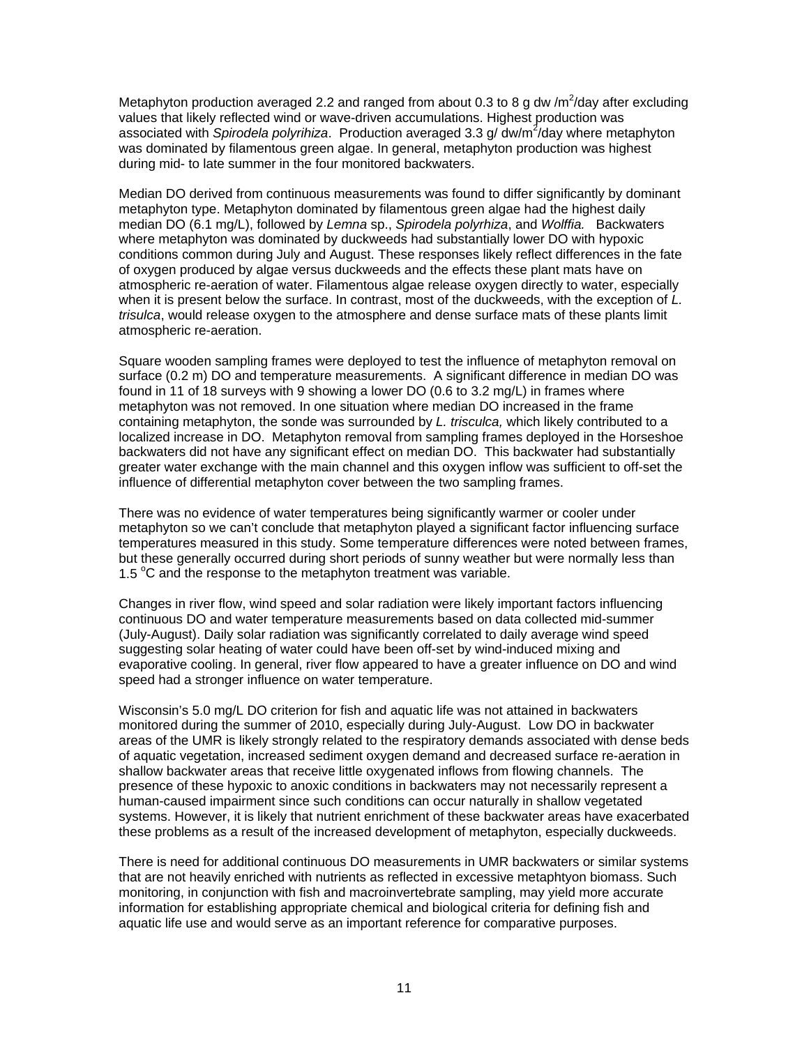Metaphyton production averaged 2.2 and ranged from about 0.3 to 8 g dw /m$^2$/day after excluding values that likely reflected wind or wave-driven accumulations. Highest production was associated with *Spirodela polyrihiza*. Production averaged 3.3 g/ dw/m$^2$/day where metaphyton was dominated by filamentous green algae. In general, metaphyton production was highest during mid- to late summer in the four monitored backwaters.

Median DO derived from continuous measurements was found to differ significantly by dominant metaphyton type. Metaphyton dominated by filamentous green algae had the highest daily median DO (6.1 mg/L), followed by *Lemna* sp., *Spirodela polyrhiza*, and *Wolffia.* Backwaters where metaphyton was dominated by duckweeds had substantially lower DO with hypoxic conditions common during July and August. These responses likely reflect differences in the fate of oxygen produced by algae versus duckweeds and the effects these plant mats have on atmospheric re-aeration of water. Filamentous algae release oxygen directly to water, especially when it is present below the surface. In contrast, most of the duckweeds, with the exception of *L. trisulca*, would release oxygen to the atmosphere and dense surface mats of these plants limit atmospheric re-aeration.

Square wooden sampling frames were deployed to test the influence of metaphyton removal on surface (0.2 m) DO and temperature measurements. A significant difference in median DO was found in 11 of 18 surveys with 9 showing a lower DO (0.6 to 3.2 mg/L) in frames where metaphyton was not removed. In one situation where median DO increased in the frame containing metaphyton, the sonde was surrounded by *L. trisculca,* which likely contributed to a localized increase in DO. Metaphyton removal from sampling frames deployed in the Horseshoe backwaters did not have any significant effect on median DO. This backwater had substantially greater water exchange with the main channel and this oxygen inflow was sufficient to off-set the influence of differential metaphyton cover between the two sampling frames.

There was no evidence of water temperatures being significantly warmer or cooler under metaphyton so we can't conclude that metaphyton played a significant factor influencing surface temperatures measured in this study. Some temperature differences were noted between frames, but these generally occurred during short periods of sunny weather but were normally less than 1.5 $^{o}$C and the response to the metaphyton treatment was variable.

Changes in river flow, wind speed and solar radiation were likely important factors influencing continuous DO and water temperature measurements based on data collected mid-summer (July-August). Daily solar radiation was significantly correlated to daily average wind speed suggesting solar heating of water could have been off-set by wind-induced mixing and evaporative cooling. In general, river flow appeared to have a greater influence on DO and wind speed had a stronger influence on water temperature.

Wisconsin's 5.0 mg/L DO criterion for fish and aquatic life was not attained in backwaters monitored during the summer of 2010, especially during July-August. Low DO in backwater areas of the UMR is likely strongly related to the respiratory demands associated with dense beds of aquatic vegetation, increased sediment oxygen demand and decreased surface re-aeration in shallow backwater areas that receive little oxygenated inflows from flowing channels. The presence of these hypoxic to anoxic conditions in backwaters may not necessarily represent a human-caused impairment since such conditions can occur naturally in shallow vegetated systems. However, it is likely that nutrient enrichment of these backwater areas have exacerbated these problems as a result of the increased development of metaphyton, especially duckweeds.

There is need for additional continuous DO measurements in UMR backwaters or similar systems that are not heavily enriched with nutrients as reflected in excessive metaphtyon biomass. Such monitoring, in conjunction with fish and macroinvertebrate sampling, may yield more accurate information for establishing appropriate chemical and biological criteria for defining fish and aquatic life use and would serve as an important reference for comparative purposes.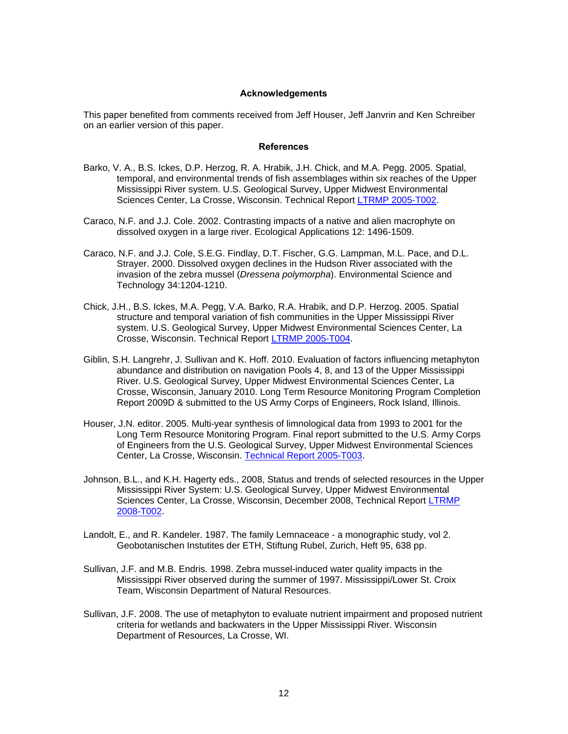### Acknowledgements

This paper benefited from comments received from Jeff Houser, Jeff Janvrin and Ken Schreiber on an earlier version of this paper.

### References

Barko, V. A., B.S. Ickes, D.P. Herzog, R. A. Hrabik, J.H. Chick, and M.A. Pegg. 2005. Spatial, temporal, and environmental trends of fish assemblages within six reaches of the Upper Mississippi River system. U.S. Geological Survey, Upper Midwest Environmental Sciences Center, La Crosse, Wisconsin. Technical Report LTRMP 2005-T002.

Caraco, N.F. and J.J. Cole. 2002. Contrasting impacts of a native and alien macrophyte on dissolved oxygen in a large river. Ecological Applications 12: 1496-1509.

Caraco, N.F. and J.J. Cole, S.E.G. Findlay, D.T. Fischer, G.G. Lampman, M.L. Pace, and D.L. Strayer. 2000. Dissolved oxygen declines in the Hudson River associated with the invasion of the zebra mussel (*Dressena polymorpha*). Environmental Science and Technology 34:1204-1210.

Chick, J.H., B.S. Ickes, M.A. Pegg, V.A. Barko, R.A. Hrabik, and D.P. Herzog. 2005. Spatial structure and temporal variation of fish communities in the Upper Mississippi River system. U.S. Geological Survey, Upper Midwest Environmental Sciences Center, La Crosse, Wisconsin. Technical Report LTRMP 2005-T004.

Giblin, S.H. Langrehr, J. Sullivan and K. Hoff. 2010. Evaluation of factors influencing metaphyton abundance and distribution on navigation Pools 4, 8, and 13 of the Upper Mississippi River. U.S. Geological Survey, Upper Midwest Environmental Sciences Center, La Crosse, Wisconsin, January 2010. Long Term Resource Monitoring Program Completion Report 2009D & submitted to the US Army Corps of Engineers, Rock Island, Illinois.

Houser, J.N. editor. 2005. Multi-year synthesis of limnological data from 1993 to 2001 for the Long Term Resource Monitoring Program. Final report submitted to the U.S. Army Corps of Engineers from the U.S. Geological Survey, Upper Midwest Environmental Sciences Center, La Crosse, Wisconsin. Technical Report 2005-T003.

Johnson, B.L., and K.H. Hagerty eds., 2008, Status and trends of selected resources in the Upper Mississippi River System: U.S. Geological Survey, Upper Midwest Environmental Sciences Center, La Crosse, Wisconsin, December 2008, Technical Report LTRMP 2008-T002.

Landolt, E., and R. Kandeler. 1987. The family Lemnaceace - a monographic study, vol 2. Geobotanischen Instutites der ETH, Stiftung Rubel, Zurich, Heft 95, 638 pp.

Sullivan, J.F. and M.B. Endris. 1998. Zebra mussel-induced water quality impacts in the Mississippi River observed during the summer of 1997. Mississippi/Lower St. Croix Team, Wisconsin Department of Natural Resources.

Sullivan, J.F. 2008. The use of metaphyton to evaluate nutrient impairment and proposed nutrient criteria for wetlands and backwaters in the Upper Mississippi River. Wisconsin Department of Resources, La Crosse, WI.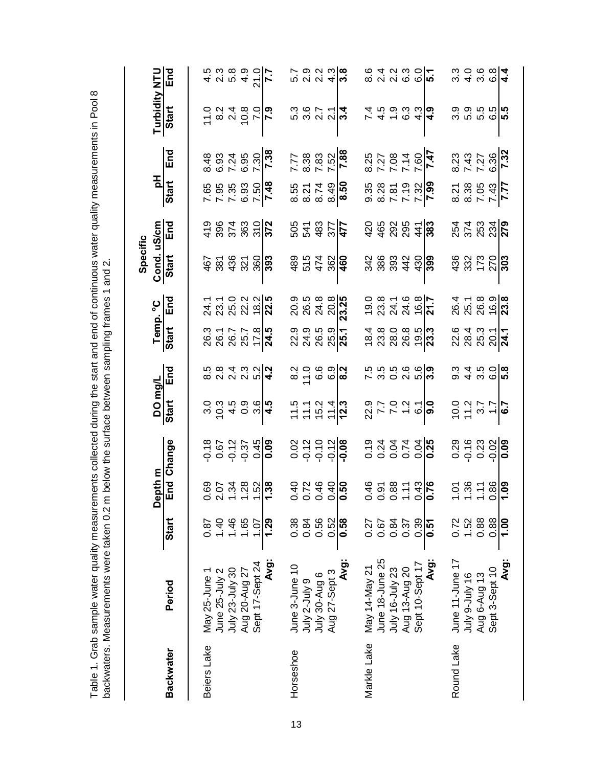Table 1. Grab sample water quality measurements collected during the start and end of continuous water quality measurements in Pool 8 backwaters. Measurements were taken 0.2 m below the surface between sampling frames 1 and 2.

| Backwater | Period | Depth m | | | DO mg/L | | Temp. °C | | Specific Cond. uS/cm | | pH | | Turbidity NTU | |
|---|---|---|---|---|---|---|---|---|---|---|---|---|---|---|
| | | Start | End | Change | Start | End | Start | End | Start | End | Start | End | Start | End |
| Beiers Lake | May 25-June 1 | 0.87 | 0.69 | -0.18 | 3.0 | 8.5 | 26.3 | 24.1 | 467 | 419 | 7.65 | 8.48 | 11.0 | 4.5 |
| | June 25-July 2 | 1.40 | 2.07 | 0.67 | 10.3 | 2.8 | 26.1 | 23.1 | 381 | 396 | 7.95 | 6.93 | 8.2 | 2.3 |
| | July 23-July 30 | 1.46 | 1.34 | -0.12 | 4.5 | 2.4 | 26.7 | 25.0 | 436 | 374 | 7.35 | 7.24 | 2.4 | 5.8 |
| | Aug 20-Aug 27 | 1.65 | 1.28 | -0.37 | 0.9 | 2.3 | 25.7 | 22.2 | 321 | 363 | 6.93 | 6.95 | 10.8 | 4.9 |
| | Sept 17-Sept 24 | 1.07 | 1.52 | 0.45 | 3.6 | 5.2 | 17.8 | 18.2 | 360 | 310 | 7.50 | 7.30 | 7.0 | 21.0 |
| | **Avg:** | **1.29** | **1.38** | **0.09** | **4.5** | **4.2** | **24.5** | **22.5** | **393** | **372** | **7.48** | **7.38** | **7.9** | **7.7** |
| Horseshoe | June 3-June 10 | 0.38 | 0.40 | 0.02 | 11.5 | 8.2 | 22.9 | 20.9 | 489 | 505 | 8.55 | 7.77 | 5.3 | 5.7 |
| | July 2-July 9 | 0.84 | 0.72 | -0.12 | 11.1 | 11.0 | 24.9 | 26.5 | 515 | 541 | 8.21 | 8.38 | 3.6 | 2.9 |
| | July 30-Aug 6 | 0.56 | 0.46 | -0.10 | 15.2 | 6.6 | 26.5 | 24.8 | 474 | 483 | 8.74 | 7.83 | 2.7 | 2.2 |
| | Aug 27-Sept 3 | 0.52 | 0.40 | -0.12 | 11.4 | 6.9 | 25.9 | 20.8 | 362 | 377 | 8.49 | 7.52 | 2.1 | 4.3 |
| | **Avg:** | **0.58** | **0.50** | **-0.08** | **12.3** | **8.2** | **25.1** | **23.25** | **460** | **477** | **8.50** | **7.88** | **3.4** | **3.8** |
| Markle Lake | May 14-May 21 | 0.27 | 0.46 | 0.19 | 22.9 | 7.5 | 18.4 | 19.0 | 342 | 420 | 9.35 | 8.25 | 7.4 | 8.6 |
| | June 18-June 25 | 0.67 | 0.91 | 0.24 | 7.7 | 3.5 | 23.8 | 23.8 | 386 | 465 | 8.28 | 7.27 | 4.5 | 2.4 |
| | July 16-July 23 | 0.84 | 0.88 | 0.04 | 7.0 | 0.5 | 28.0 | 24.1 | 393 | 292 | 7.81 | 7.08 | 1.9 | 2.2 |
| | Aug 13-Aug 20 | 0.37 | 1.11 | 0.74 | 1.2 | 2.6 | 26.8 | 24.6 | 442 | 295 | 7.19 | 7.14 | 6.3 | 6.3 |
| | Sept 10-Sept 17 | 0.39 | 0.43 | 0.04 | 6.1 | 5.6 | 19.5 | 16.8 | 430 | 441 | 7.32 | 7.60 | 4.3 | 6.0 |
| | **Avg:** | **0.51** | **0.76** | **0.25** | **9.0** | **3.9** | **23.3** | **21.7** | **399** | **383** | **7.99** | **7.47** | **4.9** | **5.1** |
| Round Lake | June 11-June 17 | 0.72 | 1.01 | 0.29 | 10.0 | 9.3 | 22.6 | 26.4 | 436 | 254 | 8.21 | 8.23 | 3.9 | 3.3 |
| | July 9-July 16 | 1.52 | 1.36 | -0.16 | 11.2 | 4.4 | 28.4 | 25.1 | 332 | 374 | 8.38 | 7.43 | 5.9 | 4.0 |
| | Aug 6-Aug 13 | 0.88 | 1.11 | 0.23 | 3.7 | 3.5 | 25.3 | 26.8 | 173 | 253 | 7.05 | 7.27 | 5.5 | 3.6 |
| | Sept 3-Sept 10 | 0.88 | 0.86 | -0.02 | 1.7 | 6.0 | 20.1 | 16.9 | 270 | 234 | 7.43 | 6.36 | 6.5 | 6.8 |
| | **Avg:** | **1.00** | **1.09** | **0.09** | **6.7** | **5.8** | **24.1** | **23.8** | **303** | **279** | **7.77** | **7.32** | **5.5** | **4.4** |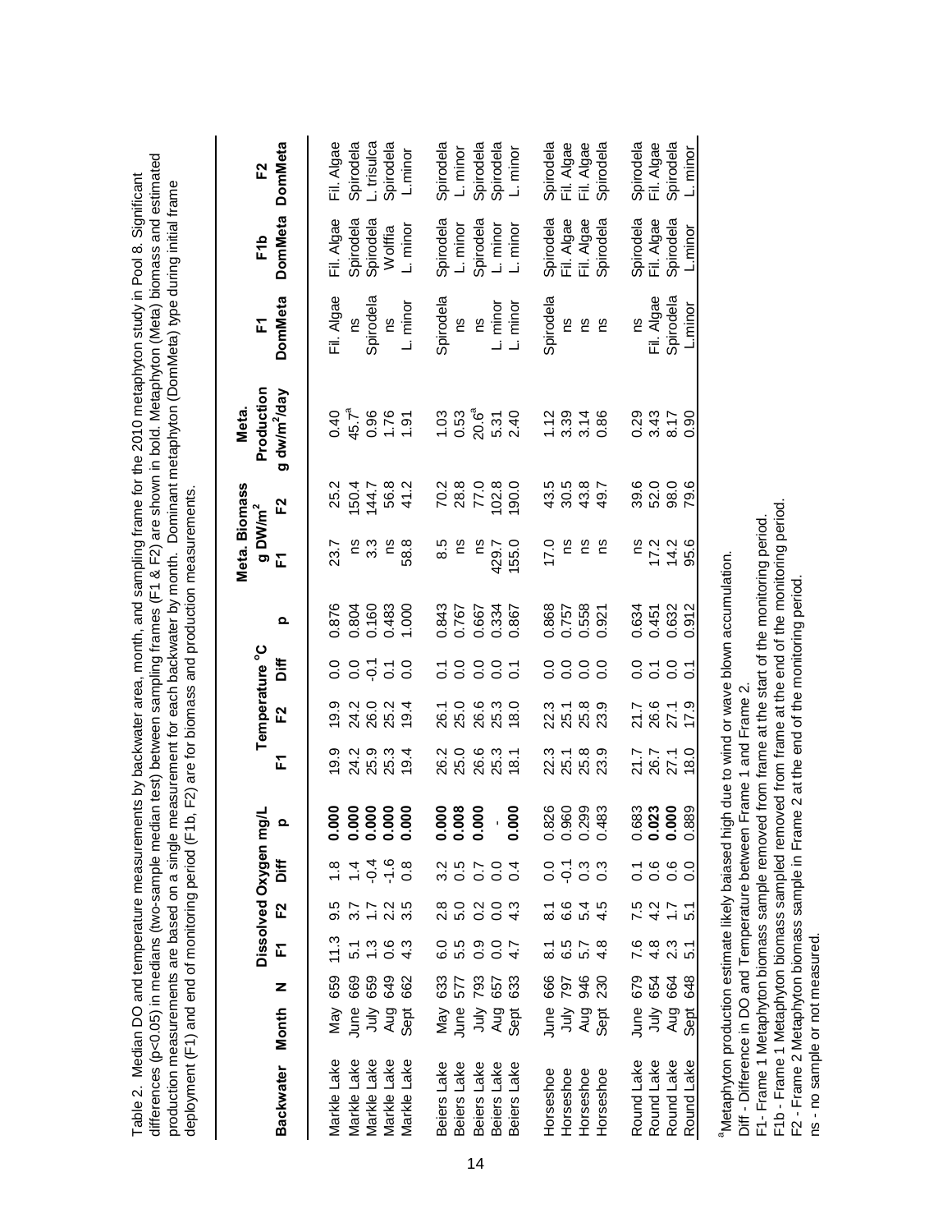Table 2. Median DO and temperature measurements by backwater area, month, and sampling frame for the 2010 metaphyton study in Pool 8. Significant differences (p<0.05) in medians (two-sample median test) between sampling frames (F1 & F2) are shown in bold. Metaphyton (Meta) biomass and estimated production measurements are based on a single measurement for each backwater by month. Dominant metaphyton (DomMeta) type during initial frame deployment (F1) and end of monitoring period (F1b, F2) are for biomass and production measurements.

| Backwater | Month | N | Dissolved Oxygen mg/L | | | | Temperature °C | | | | Meta. Biomass g DW/m$^2$ | | Meta. Production | F1 | F1b | F2 |
|---|---|---|---|---|---|---|---|---|---|---|---|---|---|---|---|---|
| | | | F1 | F2 | Diff | p | F1 | F2 | Diff | p | F1 | F2 | g dw/m$^2$/day | DomMeta | DomMeta | DomMeta |
| Markle Lake | May | 659 | 11.3 | 9.5 | 1.8 | **0.000** | 19.9 | 19.9 | 0.0 | 0.876 | 23.7 | 25.2 | 0.40 | Fil. Algae | Fil. Algae | Fil. Algae |
| Markle Lake | June | 669 | 5.1 | 3.7 | 1.4 | **0.000** | 24.2 | 24.2 | 0.0 | 0.804 | ns | 150.4 | 45.7[a] | ns | Spirodela | Spirodela |
| Markle Lake | July | 659 | 1.3 | 1.7 | -0.4 | **0.000** | 25.9 | 26.0 | -0.1 | 0.160 | 3.3 | 144.7 | 0.96 | Spirodela | Spirodela | L. trisulca |
| Markle Lake | Aug | 649 | 0.6 | 2.2 | -1.6 | **0.000** | 25.3 | 25.2 | 0.1 | 0.483 | ns | 56.8 | 1.76 | ns | Wolffia | Spirodela |
| Markle Lake | Sept | 662 | 4.3 | 3.5 | 0.8 | **0.000** | 19.4 | 19.4 | 0.0 | 1.000 | 58.8 | 41.2 | 1.91 | L. minor | L. minor | L.minor |
| Beiers Lake | May | 633 | 6.0 | 2.8 | 3.2 | **0.000** | 26.2 | 26.1 | 0.1 | 0.843 | 8.5 | 70.2 | 1.03 | Spirodela | Spirodela | Spirodela |
| Beiers Lake | June | 577 | 5.5 | 5.0 | 0.5 | **0.008** | 25.0 | 25.0 | 0.0 | 0.767 | ns | 28.8 | 0.53 | ns | L. minor | L. minor |
| Beiers Lake | July | 793 | 0.9 | 0.2 | 0.7 | **0.000** | 26.6 | 26.6 | 0.0 | 0.667 | ns | 77.0 | 20.6[a] | ns | Spirodela | Spirodela |
| Beiers Lake | Aug | 657 | 0.0 | 0.0 | 0.0 | - | 25.3 | 25.3 | 0.0 | 0.334 | 429.7 | 102.8 | 5.31 | L. minor | L. minor | Spirodela |
| Beiers Lake | Sept | 633 | 4.7 | 4.3 | 0.4 | **0.000** | 18.1 | 18.0 | 0.1 | 0.867 | 155.0 | 190.0 | 2.40 | L. minor | L. minor | L. minor |
| Horseshoe | June | 666 | 8.1 | 8.1 | 0.0 | 0.826 | 22.3 | 22.3 | 0.0 | 0.868 | 17.0 | 43.5 | 1.12 | Spirodela | Spirodela | Spirodela |
| Horseshoe | July | 797 | 6.5 | 6.6 | -0.1 | 0.960 | 25.1 | 25.1 | 0.0 | 0.757 | ns | 30.5 | 3.39 | ns | Fil. Algae | Fil. Algae |
| Horseshoe | Aug | 946 | 5.7 | 5.4 | 0.3 | 0.299 | 25.8 | 25.8 | 0.0 | 0.558 | ns | 43.8 | 3.14 | ns | Fil. Algae | Fil. Algae |
| Horseshoe | Sept | 230 | 4.8 | 4.5 | 0.3 | 0.483 | 23.9 | 23.9 | 0.0 | 0.921 | ns | 49.7 | 0.86 | ns | Spirodela | Spirodela |
| Round Lake | June | 679 | 7.6 | 7.5 | 0.1 | 0.683 | 21.7 | 21.7 | 0.0 | 0.634 | ns | 39.6 | 0.29 | ns | Spirodela | Spirodela |
| Round Lake | July | 654 | 4.8 | 4.2 | 0.6 | **0.023** | 26.7 | 26.6 | 0.1 | 0.451 | 17.2 | 52.0 | 3.43 | Fil. Algae | Fil. Algae | Fil. Algae |
| Round Lake | Aug | 664 | 2.3 | 1.7 | 0.6 | **0.000** | 27.1 | 27.1 | 0.0 | 0.632 | 14.2 | 98.0 | 8.17 | Spirodela | Spirodela | Spirodela |
| Round Lake | Sept | 648 | 5.1 | 5.1 | 0.0 | 0.889 | 18.0 | 17.9 | 0.1 | 0.912 | 95.6 | 79.6 | 0.90 | L.minor | L.minor | L. minor |

[a]Metaphyton production estimate likely baiased high due to wind or wave blown accumulation.
Diff - Difference in DO and Temperature between Frame 1 and Frame 2.
F1- Frame 1 Metaphyton biomass sample removed from frame at the start of the monitoring period.
F1b - Frame 1 Metaphyton biomass sampled removed from frame at the end of the monitoring period.
F2 - Frame 2 Metaphyton biomass sample in Frame 2 at the end of the monitoring period.
ns - no sample or not measured.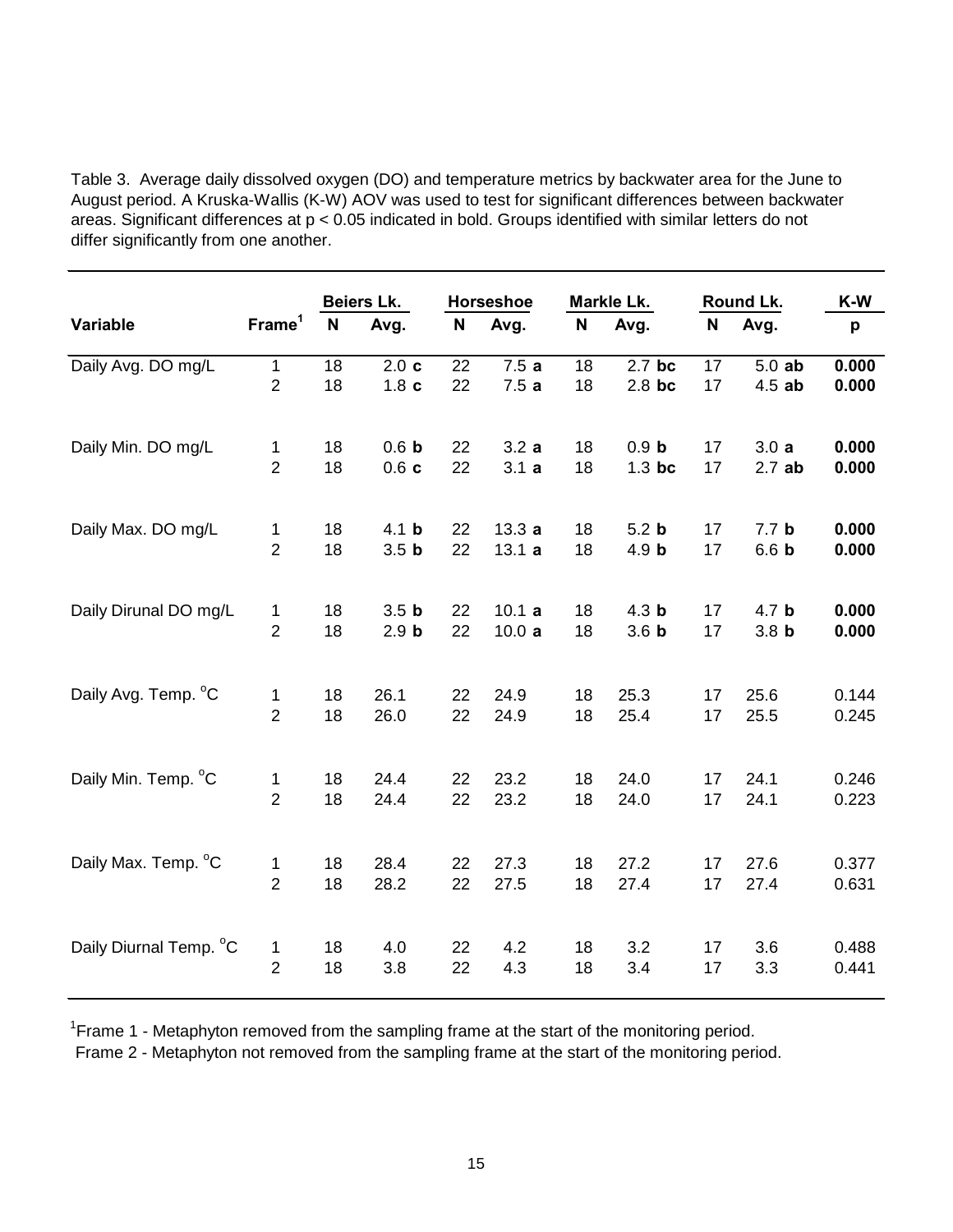Table 3. Average daily dissolved oxygen (DO) and temperature metrics by backwater area for the June to August period. A Kruska-Wallis (K-W) AOV was used to test for significant differences between backwater areas. Significant differences at $p < 0.05$ indicated in bold. Groups identified with similar letters do not differ significantly from one another.

| | | Beiers Lk. | | Horseshoe | | Markle Lk. | | Round Lk. | | K-W |
|---|---|---|---|---|---|---|---|---|---|---|
| **Variable** | **Frame[1]** | **N** | **Avg.** | **N** | **Avg.** | **N** | **Avg.** | **N** | **Avg.** | **p** |
| Daily Avg. DO mg/L | 1 | 18 | 2.0 **c** | 22 | 7.5 **a** | 18 | 2.7 **bc** | 17 | 5.0 **ab** | **0.000** |
| | 2 | 18 | 1.8 **c** | 22 | 7.5 **a** | 18 | 2.8 **bc** | 17 | 4.5 **ab** | **0.000** |
| Daily Min. DO mg/L | 1 | 18 | 0.6 **b** | 22 | 3.2 **a** | 18 | 0.9 **b** | 17 | 3.0 **a** | **0.000** |
| | 2 | 18 | 0.6 **c** | 22 | 3.1 **a** | 18 | 1.3 **bc** | 17 | 2.7 **ab** | **0.000** |
| Daily Max. DO mg/L | 1 | 18 | 4.1 **b** | 22 | 13.3 **a** | 18 | 5.2 **b** | 17 | 7.7 **b** | **0.000** |
| | 2 | 18 | 3.5 **b** | 22 | 13.1 **a** | 18 | 4.9 **b** | 17 | 6.6 **b** | **0.000** |
| Daily Dirunal DO mg/L | 1 | 18 | 3.5 **b** | 22 | 10.1 **a** | 18 | 4.3 **b** | 17 | 4.7 **b** | **0.000** |
| | 2 | 18 | 2.9 **b** | 22 | 10.0 **a** | 18 | 3.6 **b** | 17 | 3.8 **b** | **0.000** |
| Daily Avg. Temp. °C | 1 | 18 | 26.1 | 22 | 24.9 | 18 | 25.3 | 17 | 25.6 | 0.144 |
| | 2 | 18 | 26.0 | 22 | 24.9 | 18 | 25.4 | 17 | 25.5 | 0.245 |
| Daily Min. Temp. °C | 1 | 18 | 24.4 | 22 | 23.2 | 18 | 24.0 | 17 | 24.1 | 0.246 |
| | 2 | 18 | 24.4 | 22 | 23.2 | 18 | 24.0 | 17 | 24.1 | 0.223 |
| Daily Max. Temp. °C | 1 | 18 | 28.4 | 22 | 27.3 | 18 | 27.2 | 17 | 27.6 | 0.377 |
| | 2 | 18 | 28.2 | 22 | 27.5 | 18 | 27.4 | 17 | 27.4 | 0.631 |
| Daily Diurnal Temp. °C | 1 | 18 | 4.0 | 22 | 4.2 | 18 | 3.2 | 17 | 3.6 | 0.488 |
| | 2 | 18 | 3.8 | 22 | 4.3 | 18 | 3.4 | 17 | 3.3 | 0.441 |

[1]Frame 1 - Metaphyton removed from the sampling frame at the start of the monitoring period.
Frame 2 - Metaphyton not removed from the sampling frame at the start of the monitoring period.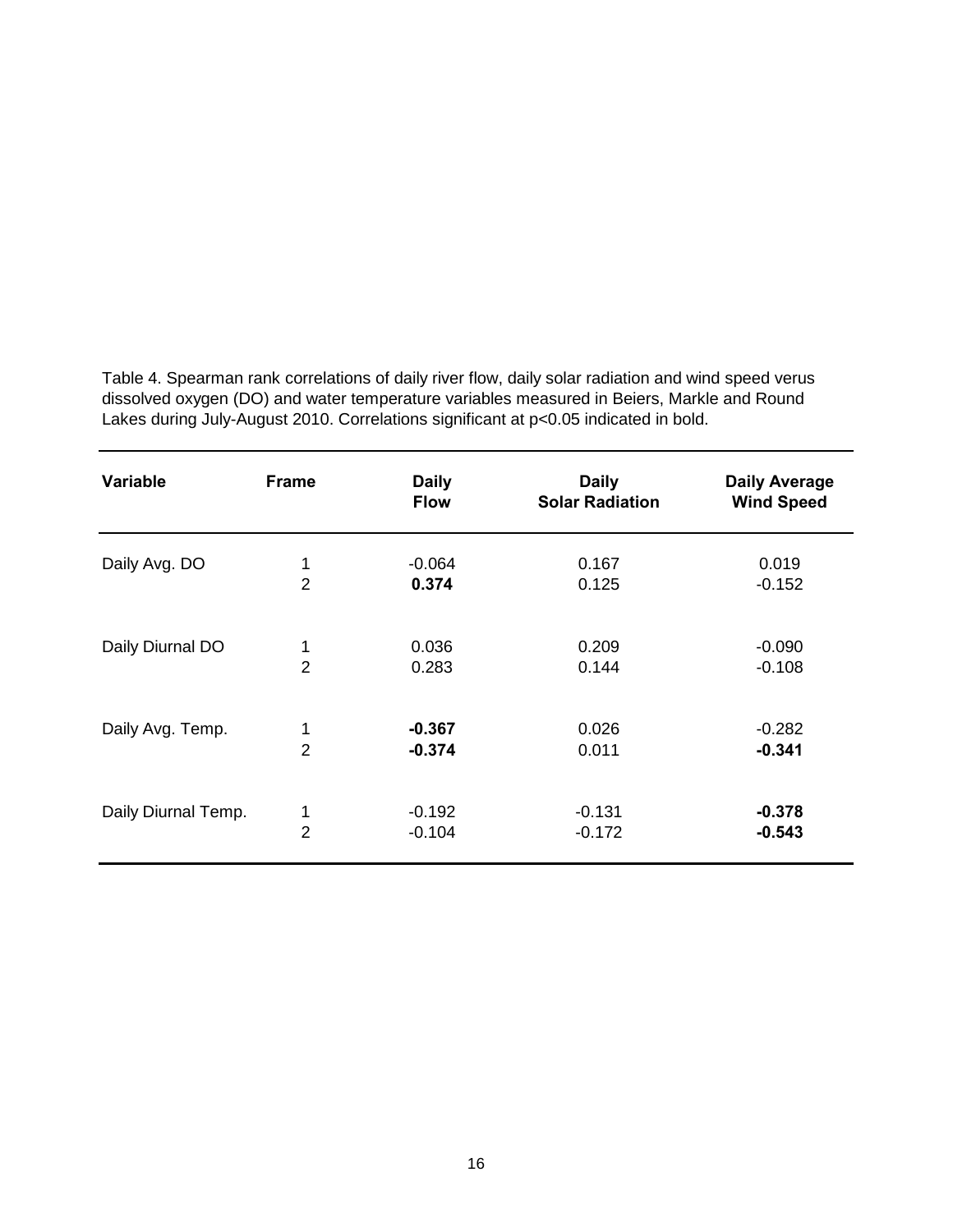Table 4. Spearman rank correlations of daily river flow, daily solar radiation and wind speed verus dissolved oxygen (DO) and water temperature variables measured in Beiers, Markle and Round Lakes during July-August 2010. Correlations significant at p<0.05 indicated in bold.

| Variable | Frame | Daily Flow | Daily Solar Radiation | Daily Average Wind Speed |
|---|---|---|---|---|
| Daily Avg. DO | 1 | -0.064 | 0.167 | 0.019 |
| | 2 | **0.374** | 0.125 | -0.152 |
| Daily Diurnal DO | 1 | 0.036 | 0.209 | -0.090 |
| | 2 | 0.283 | 0.144 | -0.108 |
| Daily Avg. Temp. | 1 | **-0.367** | 0.026 | -0.282 |
| | 2 | **-0.374** | 0.011 | **-0.341** |
| Daily Diurnal Temp. | 1 | -0.192 | -0.131 | **-0.378** |
| | 2 | -0.104 | -0.172 | **-0.543** |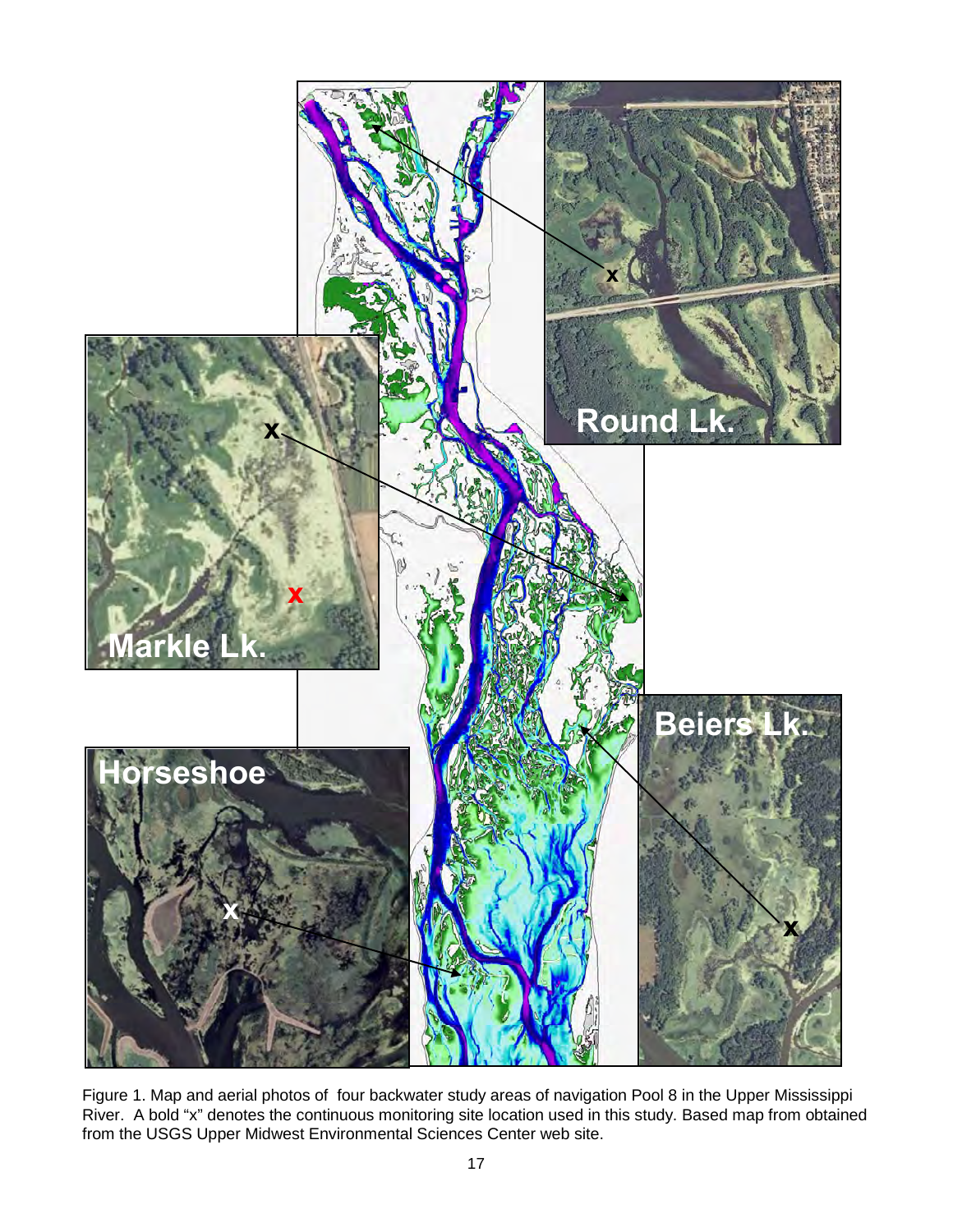Figure 1. Map and aerial photos of four backwater study areas of navigation Pool 8 in the Upper Mississippi River. A bold "x" denotes the continuous monitoring site location used in this study. Based map from obtained from the USGS Upper Midwest Environmental Sciences Center web site.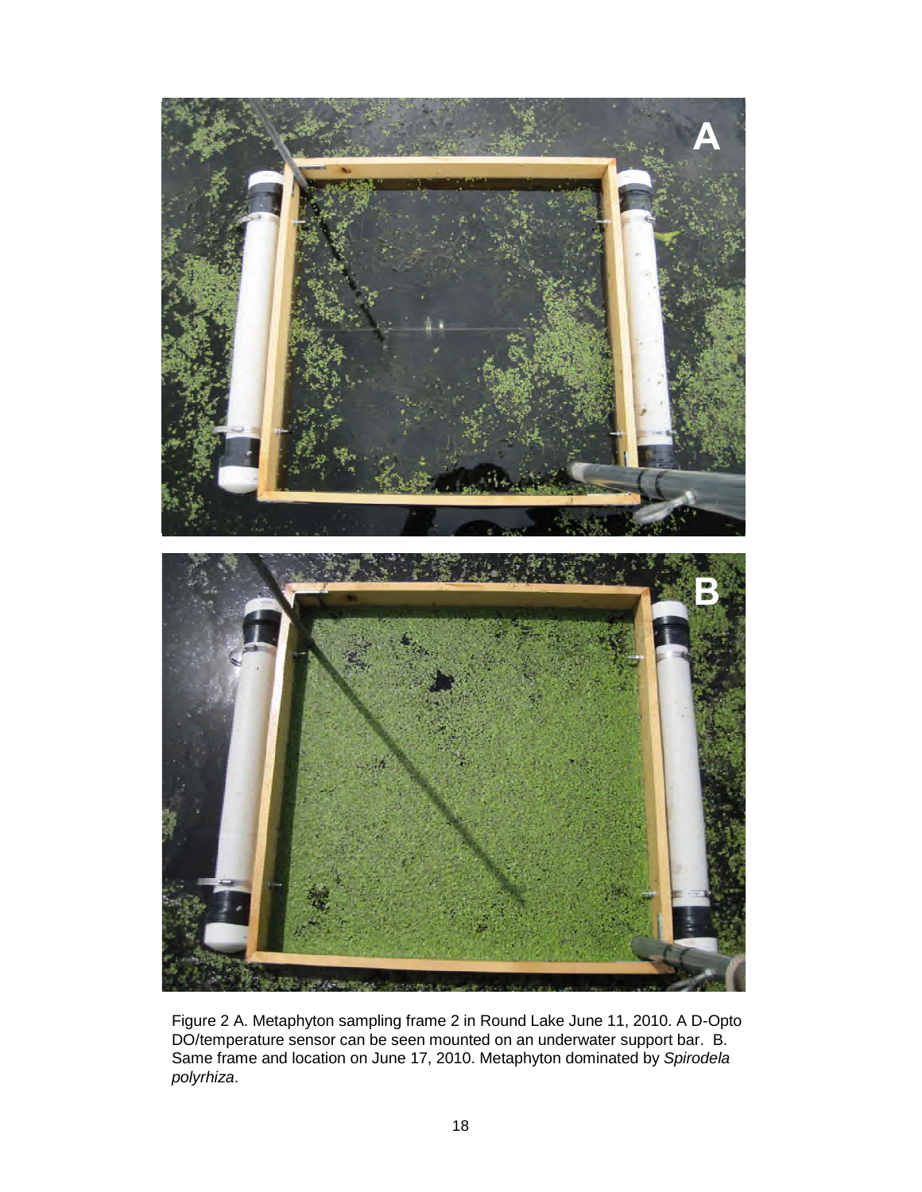Figure 2 A. Metaphyton sampling frame 2 in Round Lake June 11, 2010. A D-Opto DO/temperature sensor can be seen mounted on an underwater support bar. B. Same frame and location on June 17, 2010. Metaphyton dominated by *Spirodela polyrhiza*.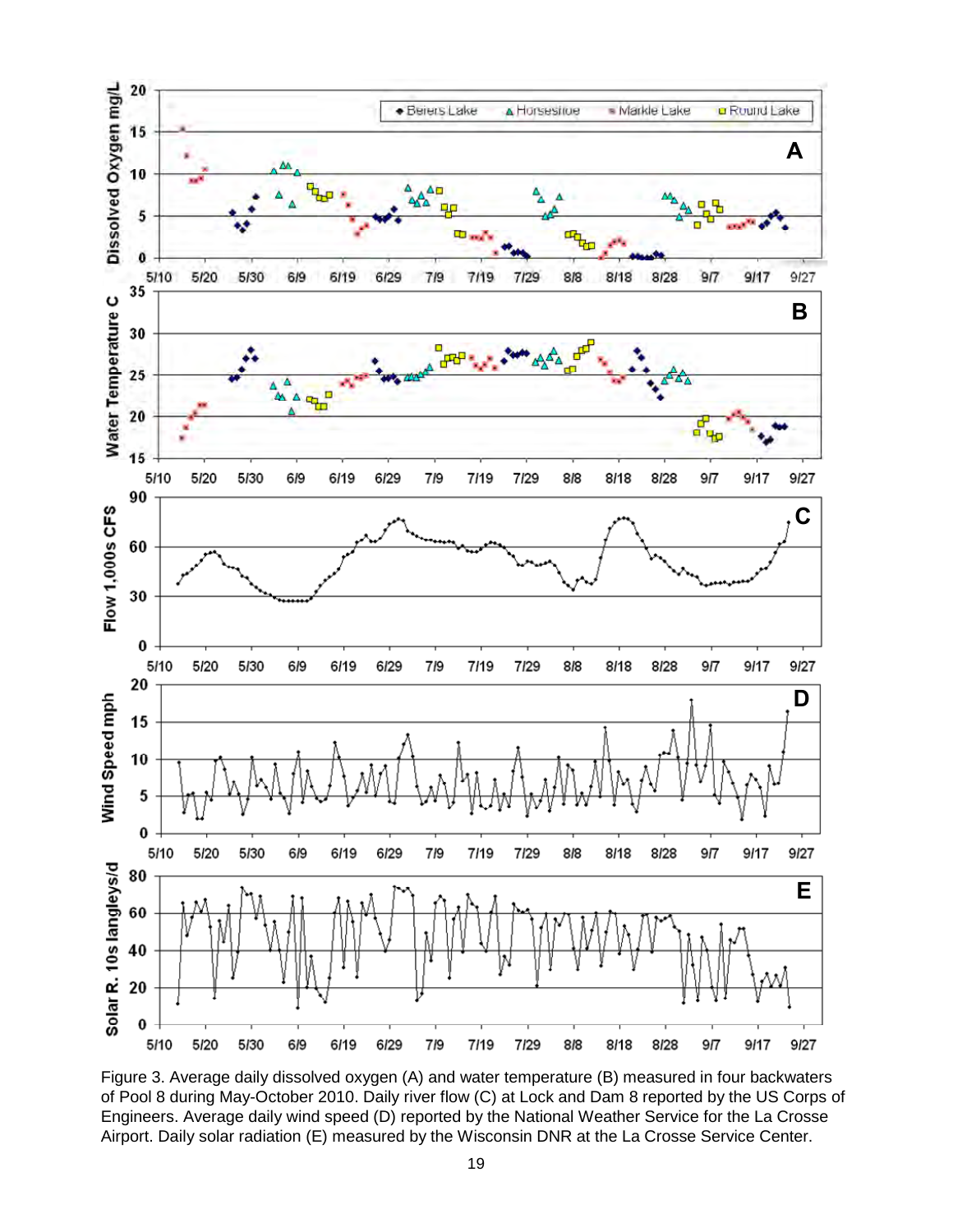Figure 3. Average daily dissolved oxygen (A) and water temperature (B) measured in four backwaters of Pool 8 during May-October 2010. Daily river flow (C) at Lock and Dam 8 reported by the US Corps of Engineers. Average daily wind speed (D) reported by the National Weather Service for the La Crosse Airport. Daily solar radiation (E) measured by the Wisconsin DNR at the La Crosse Service Center.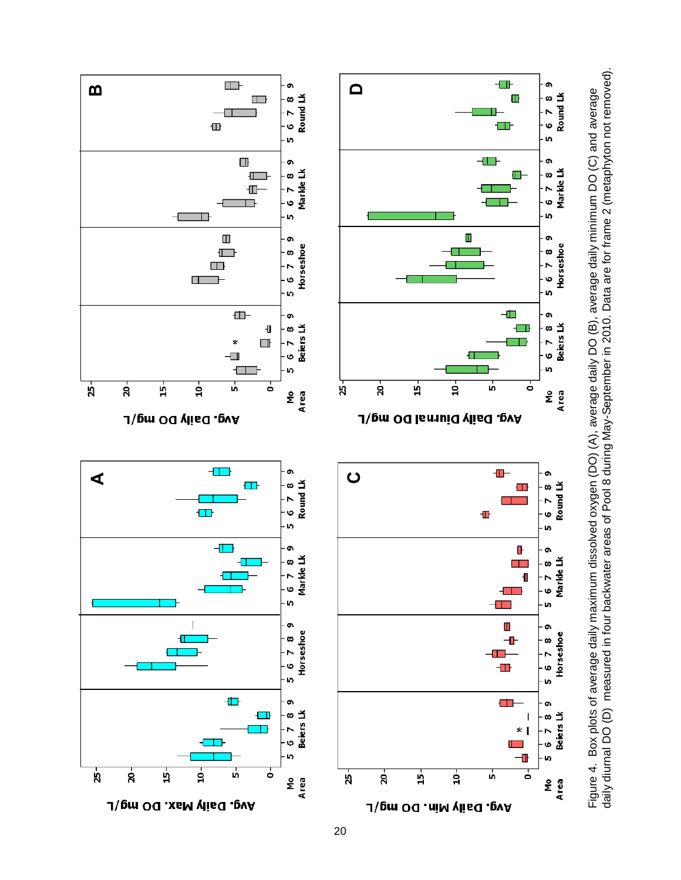Figure 4. Box plots of average daily maximum dissolved oxygen (DO) (A), average daily DO (B), average daily minimum DO (C) and average daily diurnal DO (D) measured in four backwater areas of Pool 8 during May-September in 2010. Data are for frame 2 (metaphyton not removed).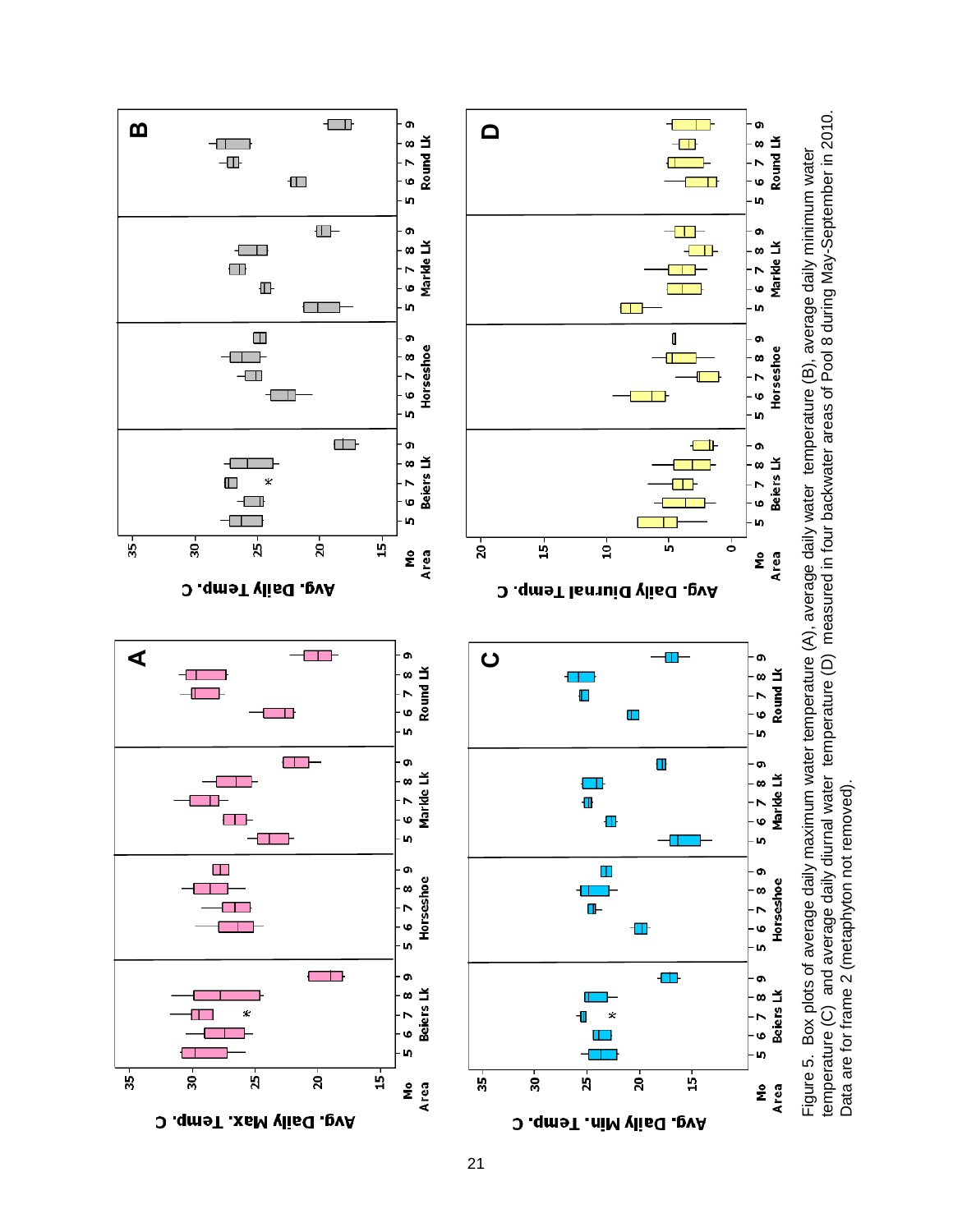Figure 5. Box plots of average daily maximum water temperature (A), average daily water temperature (B), average daily minimum water temperature (C) and average daily diurnal water temperature (D) measured in four backwater areas of Pool 8 during May-September in 2010. Data are for frame 2 (metaphyton not removed).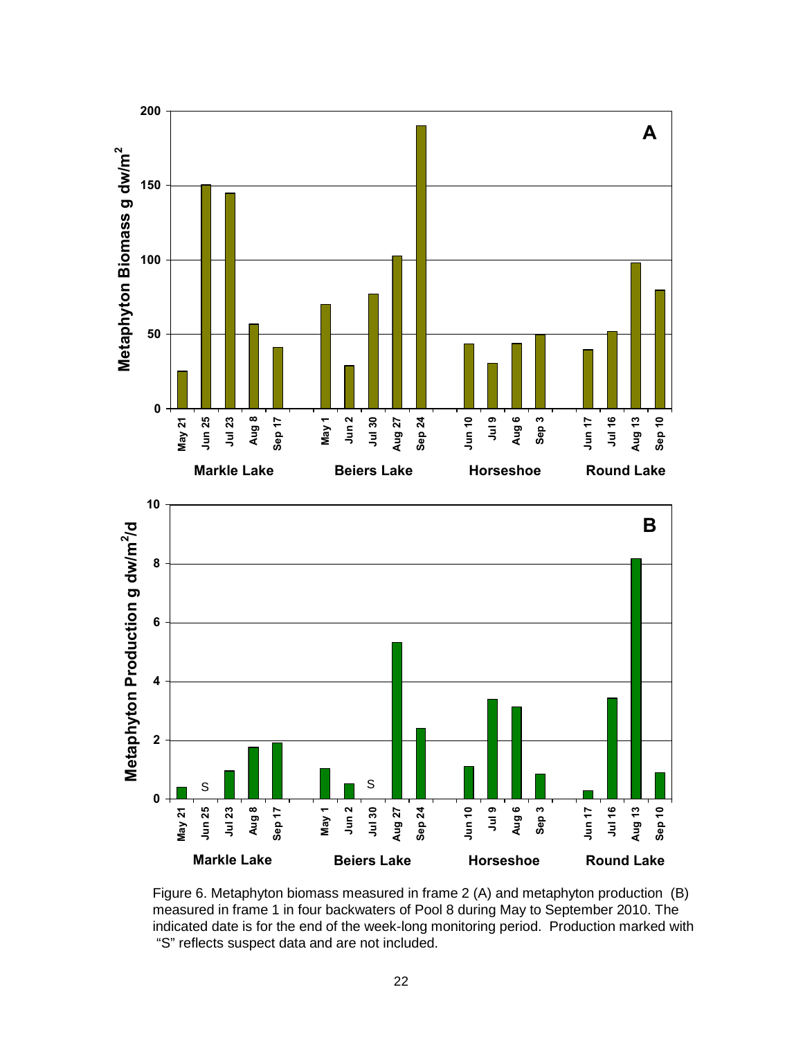Figure 6. Metaphyton biomass measured in frame 2 (A) and metaphyton production (B) measured in frame 1 in four backwaters of Pool 8 during May to September 2010. The indicated date is for the end of the week-long monitoring period. Production marked with "S" reflects suspect data and are not included.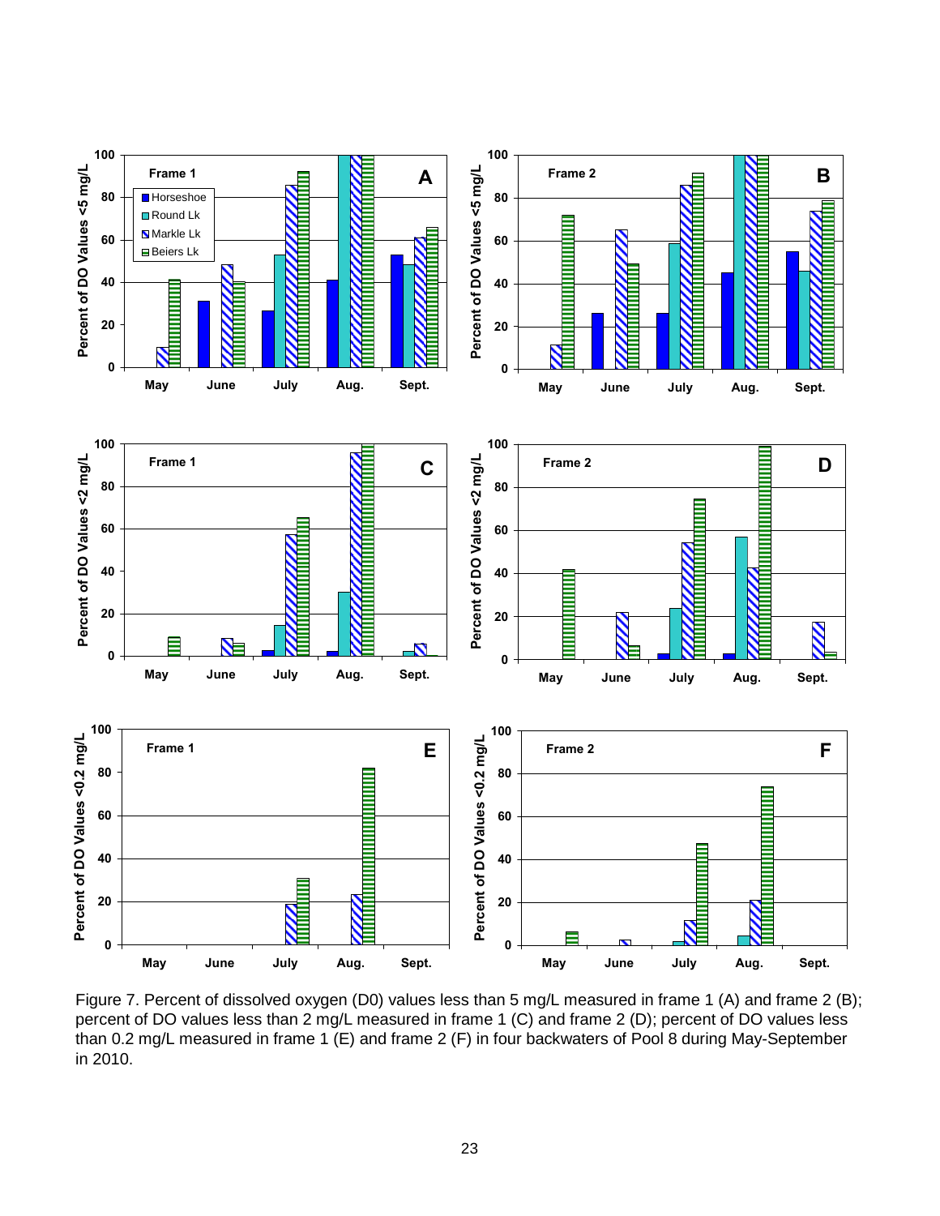Figure 7. Percent of dissolved oxygen (D0) values less than 5 mg/L measured in frame 1 (A) and frame 2 (B); percent of DO values less than 2 mg/L measured in frame 1 (C) and frame 2 (D); percent of DO values less than 0.2 mg/L measured in frame 1 (E) and frame 2 (F) in four backwaters of Pool 8 during May-September in 2010.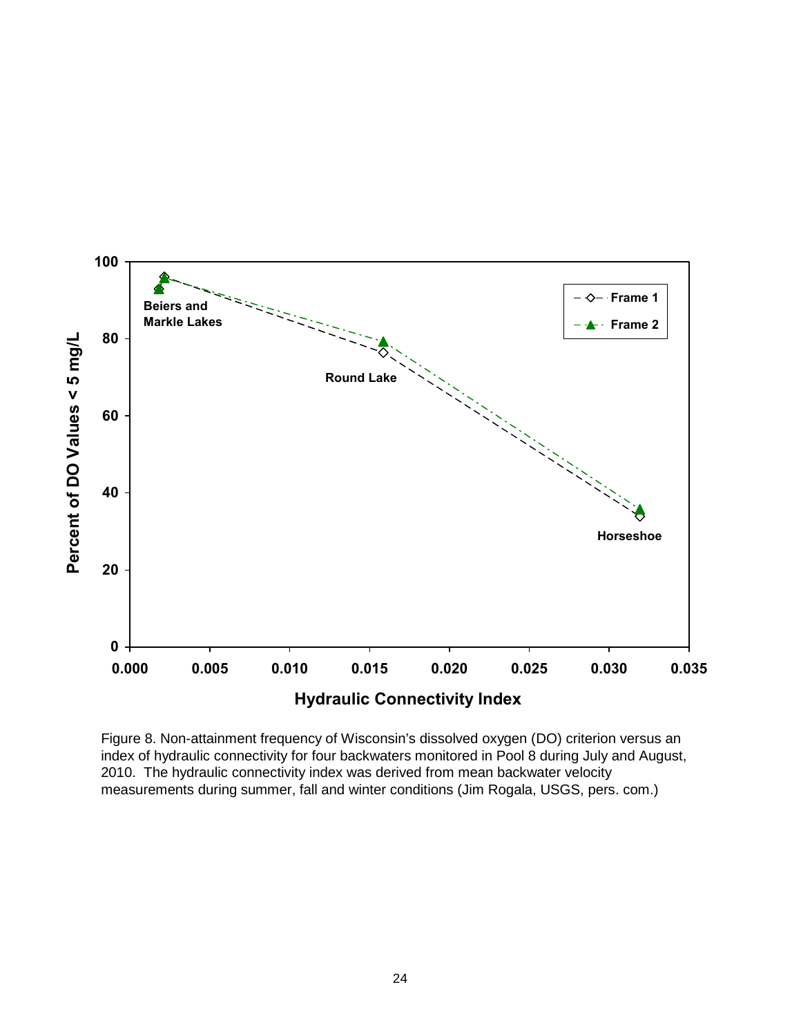Percent of DO Values < 5 mg/L

100
80
60
40
20
0

0.000
0.005
0.010
0.015
0.020
0.025
0.030
0.035

Hydraulic Connectivity Index

Frame 1
Frame 2

Beiers and Markle Lakes
Round Lake
Horseshoe

Figure 8. Non-attainment frequency of Wisconsin's dissolved oxygen (DO) criterion versus an index of hydraulic connectivity for four backwaters monitored in Pool 8 during July and August, 2010. The hydraulic connectivity index was derived from mean backwater velocity measurements during summer, fall and winter conditions (Jim Rogala, USGS, pers. com.)